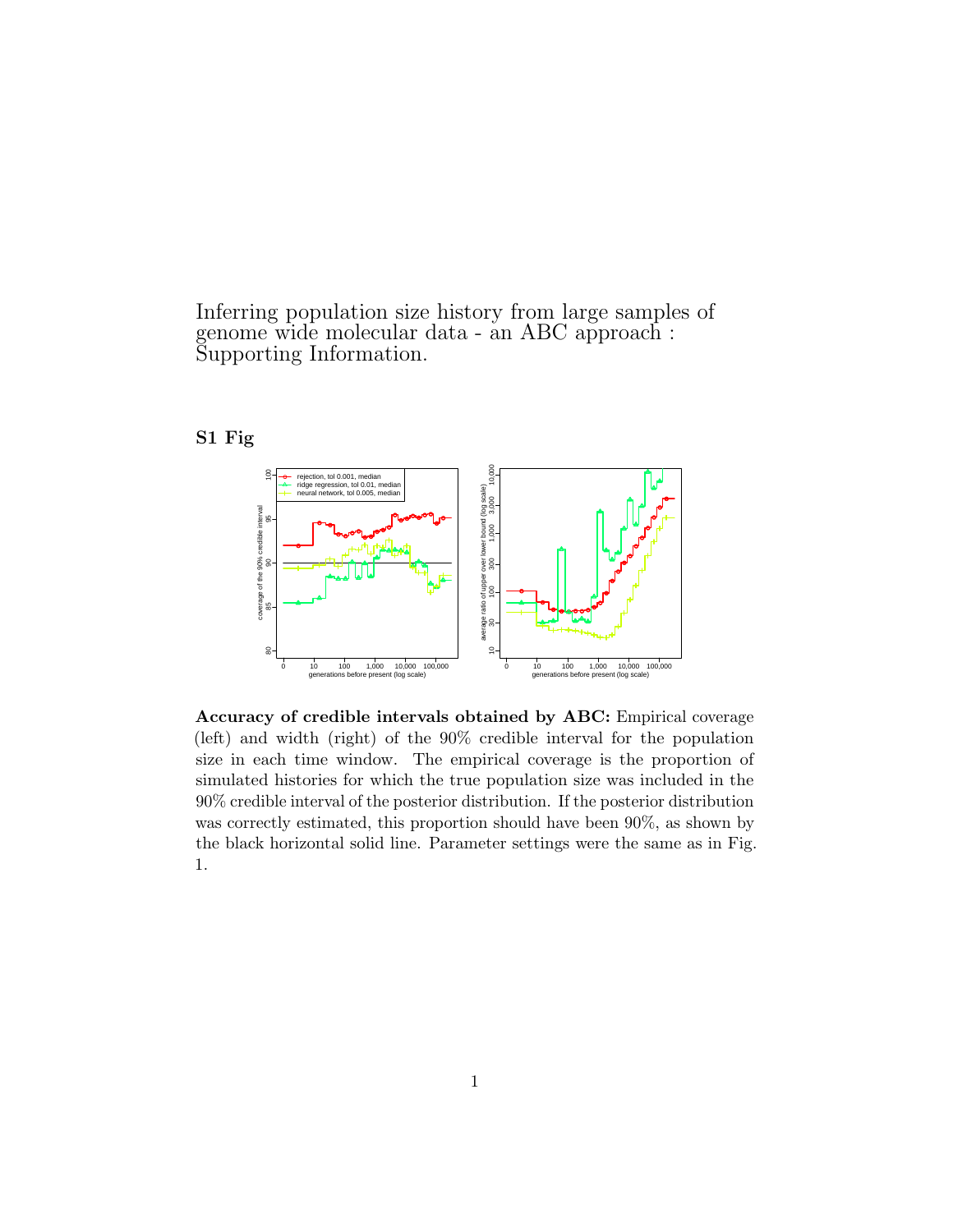# Inferring population size history from large samples of genome wide molecular data - an ABC approach : Supporting Information.

## S1 Fig

**Accuracy of credible intervals obtained by ABC:** Empirical coverage (left) and width (right) of the 90% credible interval for the population size in each time window. The empirical coverage is the proportion of simulated histories for which the true population size was included in the 90% credible interval of the posterior distribution. If the posterior distribution was correctly estimated, this proportion should have been 90%, as shown by the black horizontal solid line. Parameter settings were the same as in Fig. 1.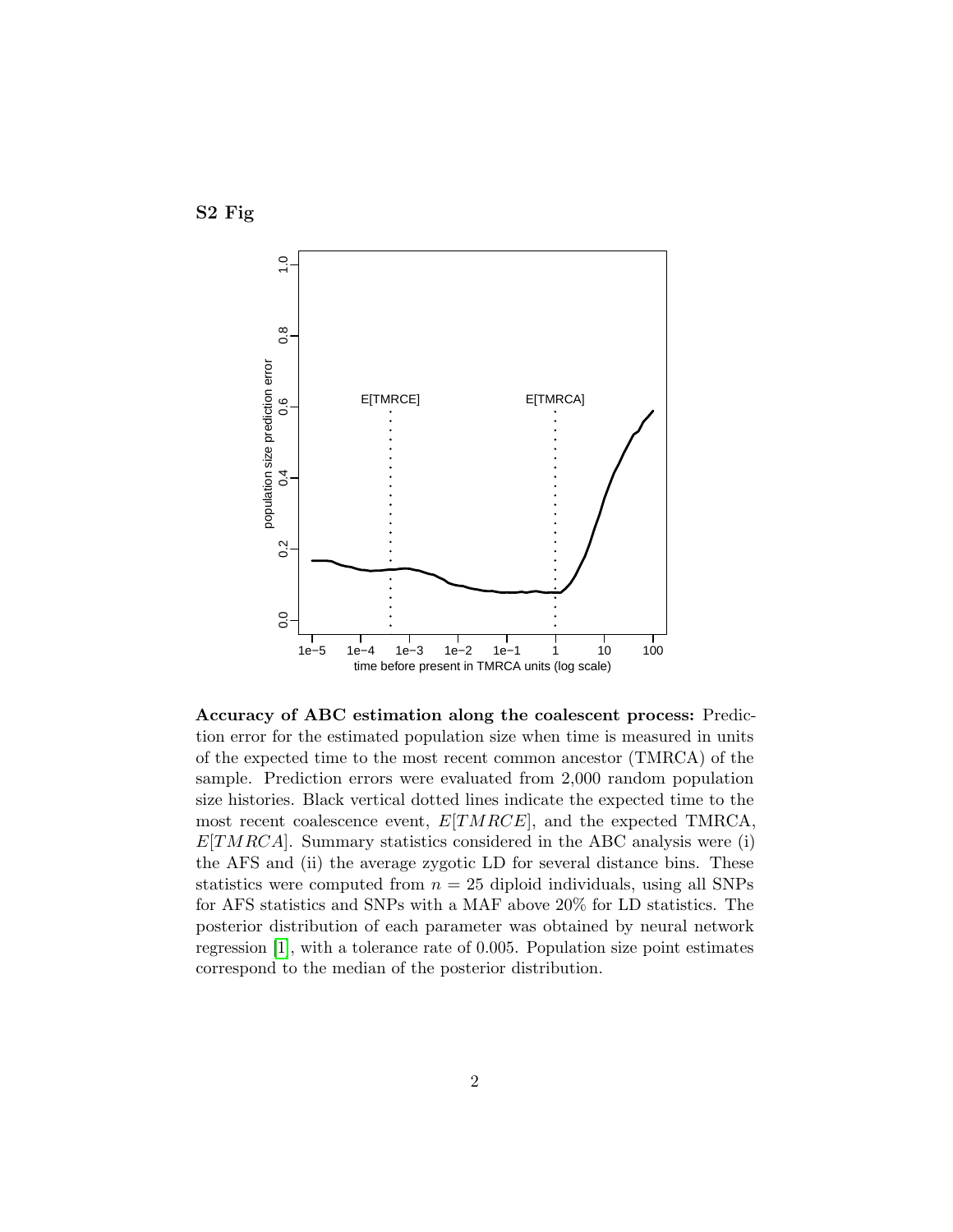## S2 Fig

**Accuracy of ABC estimation along the coalescent process:** Prediction error for the estimated population size when time is measured in units of the expected time to the most recent common ancestor (TMRCA) of the sample. Prediction errors were evaluated from 2,000 random population size histories. Black vertical dotted lines indicate the expected time to the most recent coalescence event, $E[TMRCE]$, and the expected TMRCA, $E[TMRCA]$. Summary statistics considered in the ABC analysis were (i) the AFS and (ii) the average zygotic LD for several distance bins. These statistics were computed from $n = 25$ diploid individuals, using all SNPs for AFS statistics and SNPs with a MAF above 20% for LD statistics. The posterior distribution of each parameter was obtained by neural network regression [1], with a tolerance rate of 0.005. Population size point estimates correspond to the median of the posterior distribution.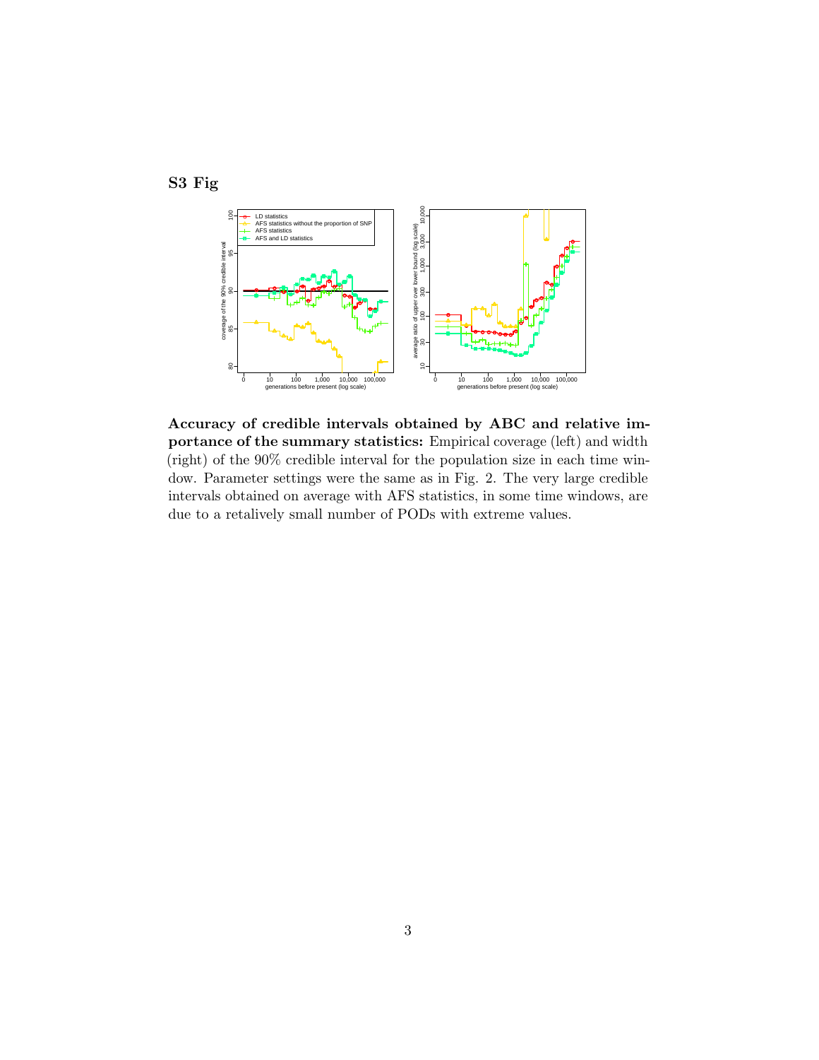## S3 Fig

**Accuracy of credible intervals obtained by ABC and relative importance of the summary statistics:** Empirical coverage (left) and width (right) of the 90% credible interval for the population size in each time window. Parameter settings were the same as in Fig. 2. The very large credible intervals obtained on average with AFS statistics, in some time windows, are due to a retalively small number of PODs with extreme values.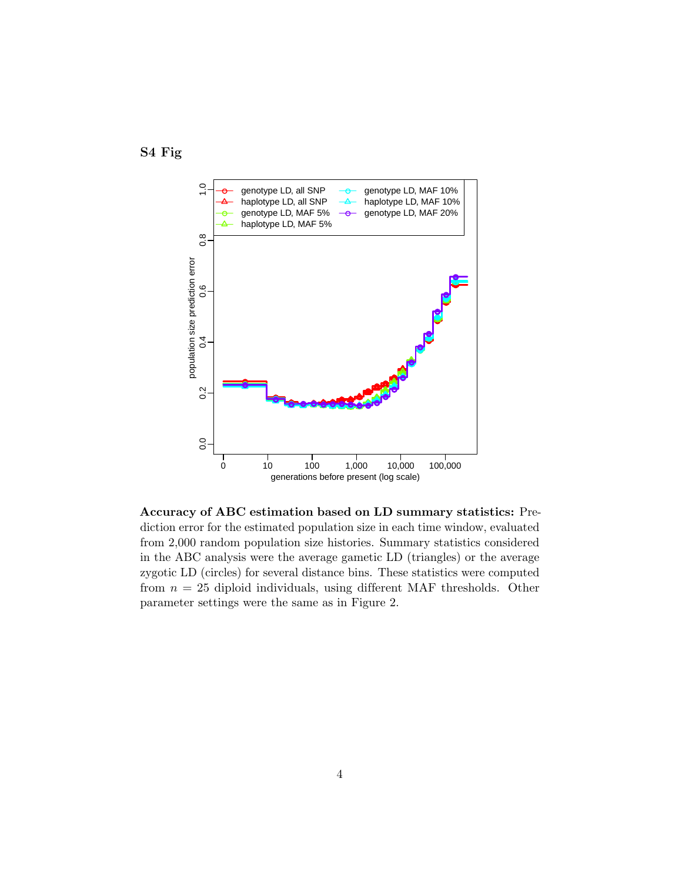**S4 Fig**

**Accuracy of ABC estimation based on LD summary statistics:** Prediction error for the estimated population size in each time window, evaluated from 2,000 random population size histories. Summary statistics considered in the ABC analysis were the average gametic LD (triangles) or the average zygotic LD (circles) for several distance bins. These statistics were computed from $n = 25$ diploid individuals, using different MAF thresholds. Other parameter settings were the same as in Figure 2.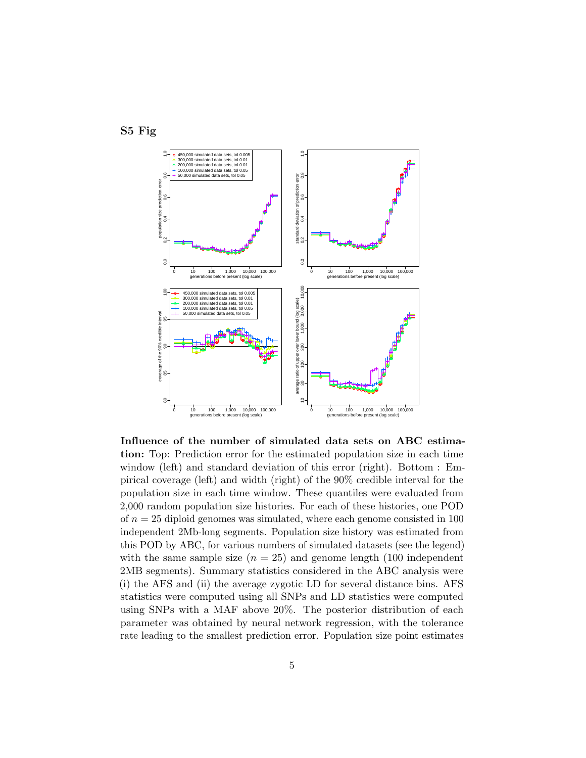## S5 Fig

**Influence of the number of simulated data sets on ABC estimation:** Top: Prediction error for the estimated population size in each time window (left) and standard deviation of this error (right). Bottom : Empirical coverage (left) and width (right) of the 90% credible interval for the population size in each time window. These quantiles were evaluated from 2,000 random population size histories. For each of these histories, one POD of $n = 25$ diploid genomes was simulated, where each genome consisted in 100 independent 2Mb-long segments. Population size history was estimated from this POD by ABC, for various numbers of simulated datasets (see the legend) with the same sample size ($n = 25$) and genome length (100 independent 2MB segments). Summary statistics considered in the ABC analysis were (i) the AFS and (ii) the average zygotic LD for several distance bins. AFS statistics were computed using all SNPs and LD statistics were computed using SNPs with a MAF above 20%. The posterior distribution of each parameter was obtained by neural network regression, with the tolerance rate leading to the smallest prediction error. Population size point estimates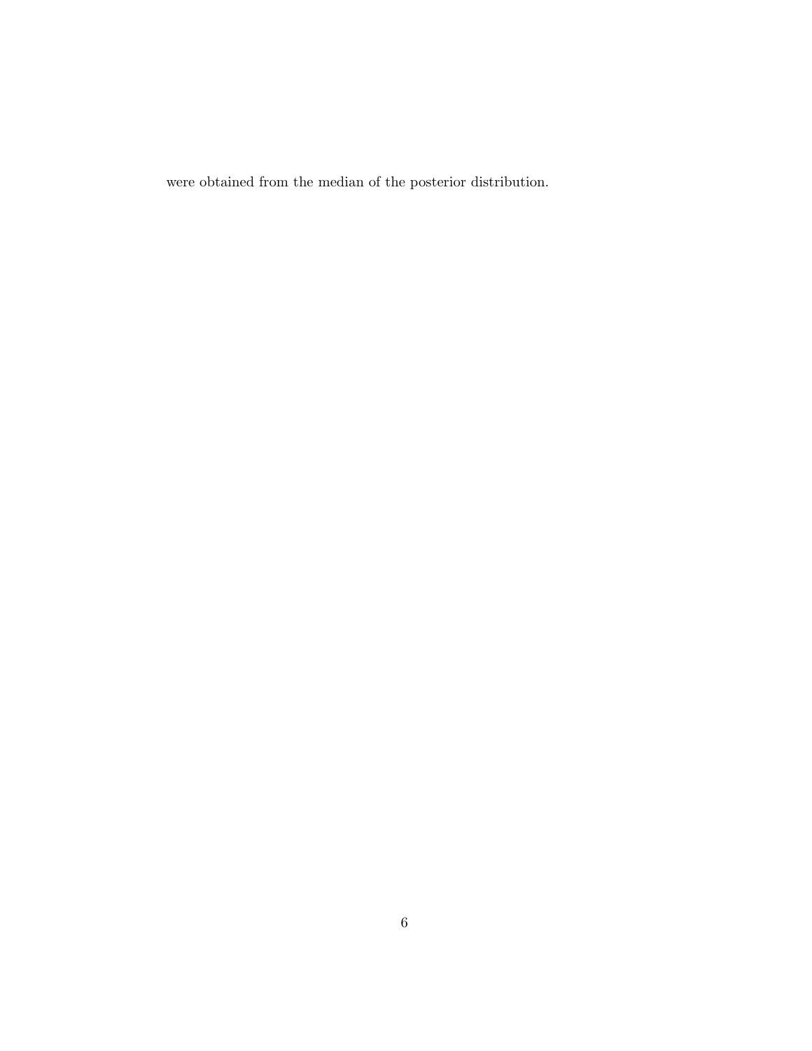were obtained from the median of the posterior distribution.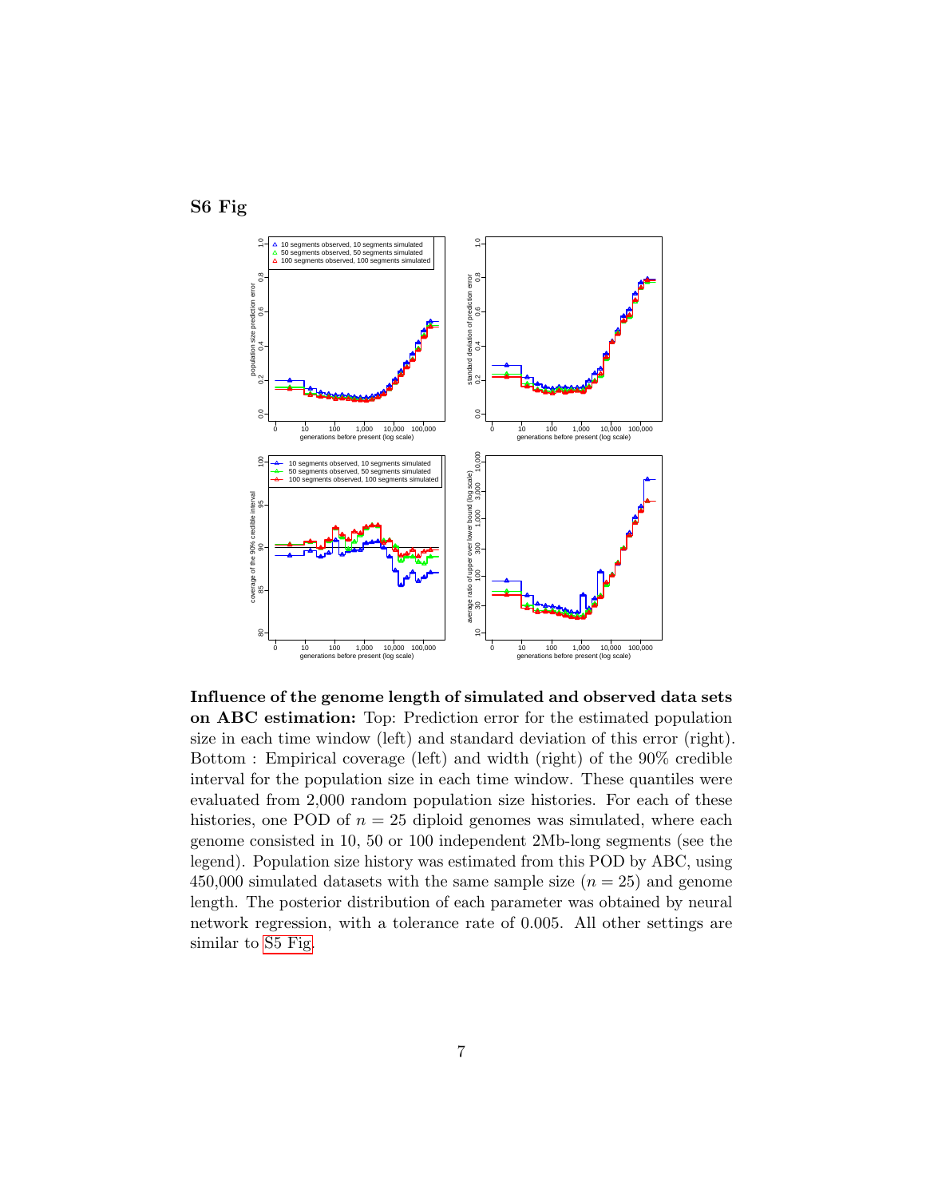# S6 Fig

**Influence of the genome length of simulated and observed data sets on ABC estimation:** Top: Prediction error for the estimated population size in each time window (left) and standard deviation of this error (right). Bottom : Empirical coverage (left) and width (right) of the 90% credible interval for the population size in each time window. These quantiles were evaluated from 2,000 random population size histories. For each of these histories, one POD of $n = 25$ diploid genomes was simulated, where each genome consisted in 10, 50 or 100 independent 2Mb-long segments (see the legend). Population size history was estimated from this POD by ABC, using 450,000 simulated datasets with the same sample size ($n = 25$) and genome length. The posterior distribution of each parameter was obtained by neural network regression, with a tolerance rate of 0.005. All other settings are similar to S5 Fig.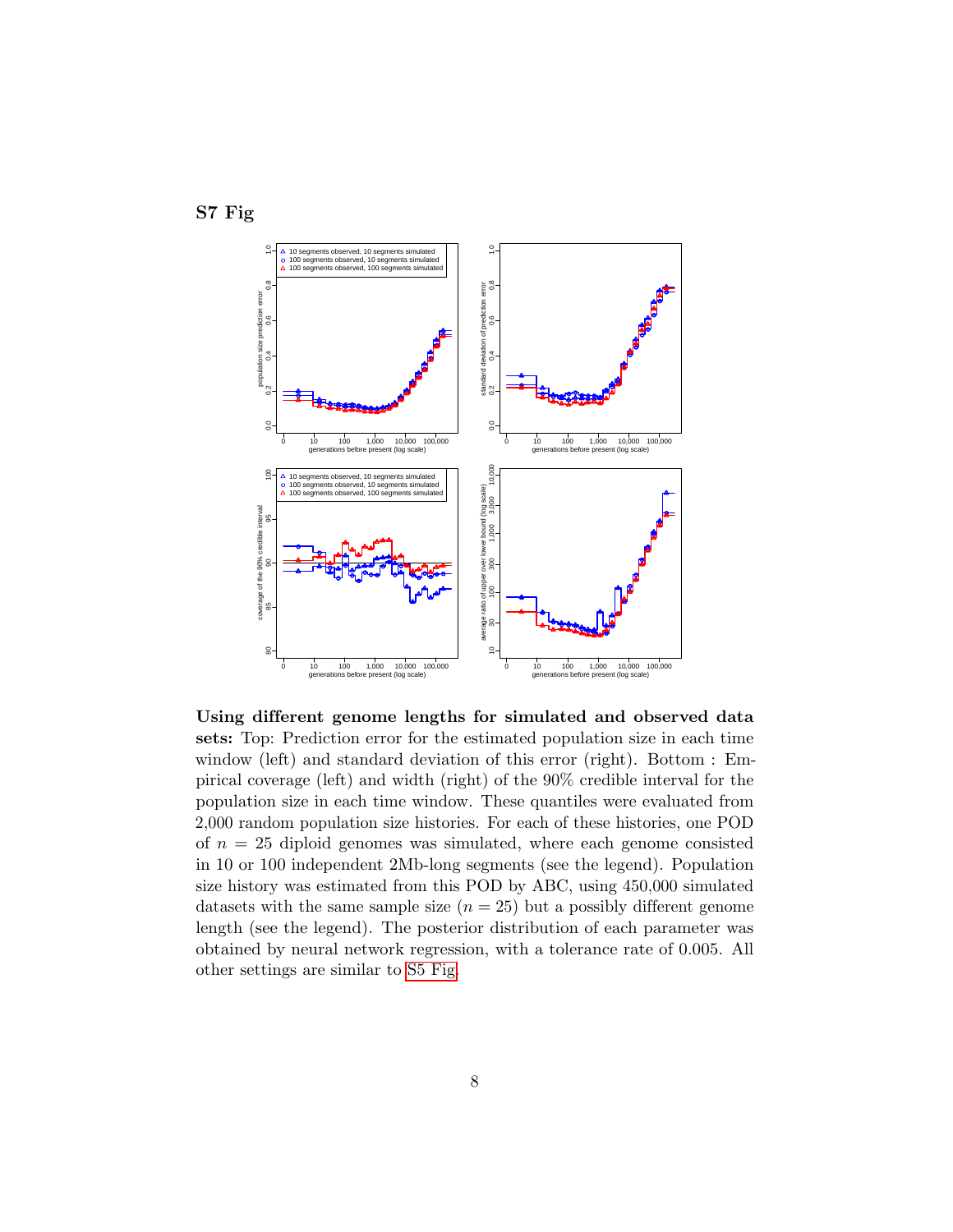## S7 Fig

**Using different genome lengths for simulated and observed data sets:** Top: Prediction error for the estimated population size in each time window (left) and standard deviation of this error (right). Bottom : Empirical coverage (left) and width (right) of the 90% credible interval for the population size in each time window. These quantiles were evaluated from 2,000 random population size histories. For each of these histories, one POD of $n = 25$ diploid genomes was simulated, where each genome consisted in 10 or 100 independent 2Mb-long segments (see the legend). Population size history was estimated from this POD by ABC, using 450,000 simulated datasets with the same sample size ($n = 25$) but a possibly different genome length (see the legend). The posterior distribution of each parameter was obtained by neural network regression, with a tolerance rate of 0.005. All other settings are similar to S5 Fig.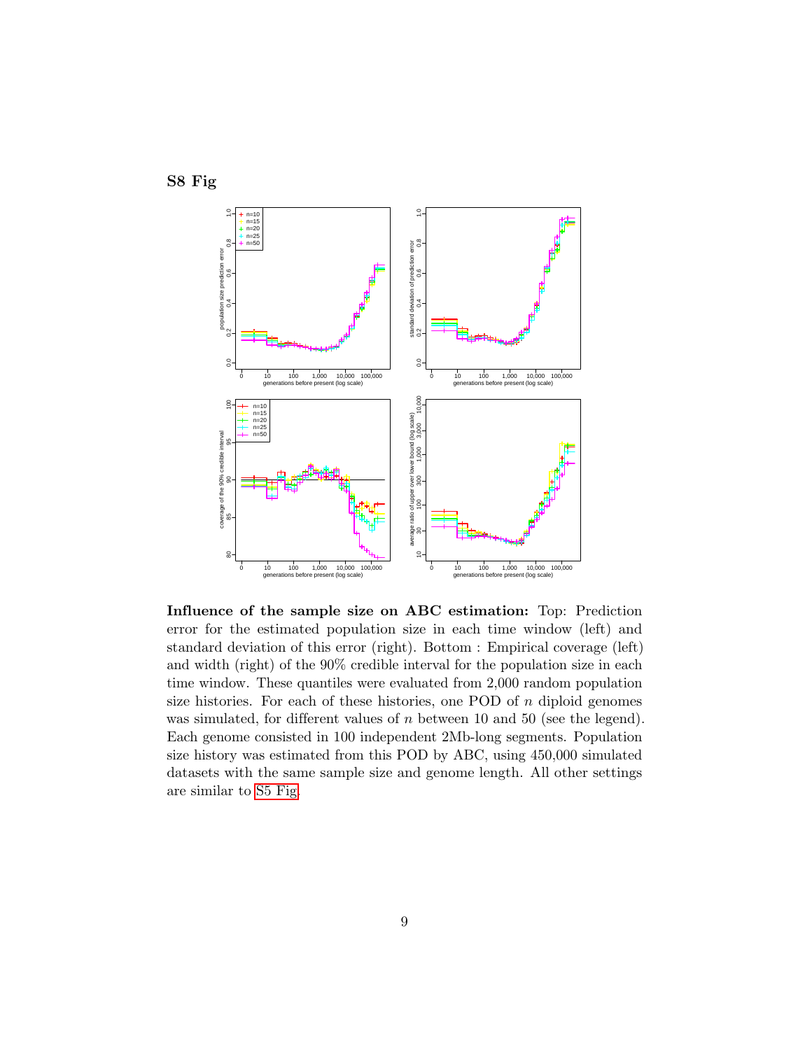## S8 Fig

**Influence of the sample size on ABC estimation:** Top: Prediction error for the estimated population size in each time window (left) and standard deviation of this error (right). Bottom : Empirical coverage (left) and width (right) of the 90% credible interval for the population size in each time window. These quantiles were evaluated from 2,000 random population size histories. For each of these histories, one POD of $n$ diploid genomes was simulated, for different values of $n$ between 10 and 50 (see the legend). Each genome consisted in 100 independent 2Mb-long segments. Population size history was estimated from this POD by ABC, using 450,000 simulated datasets with the same sample size and genome length. All other settings are similar to S5 Fig.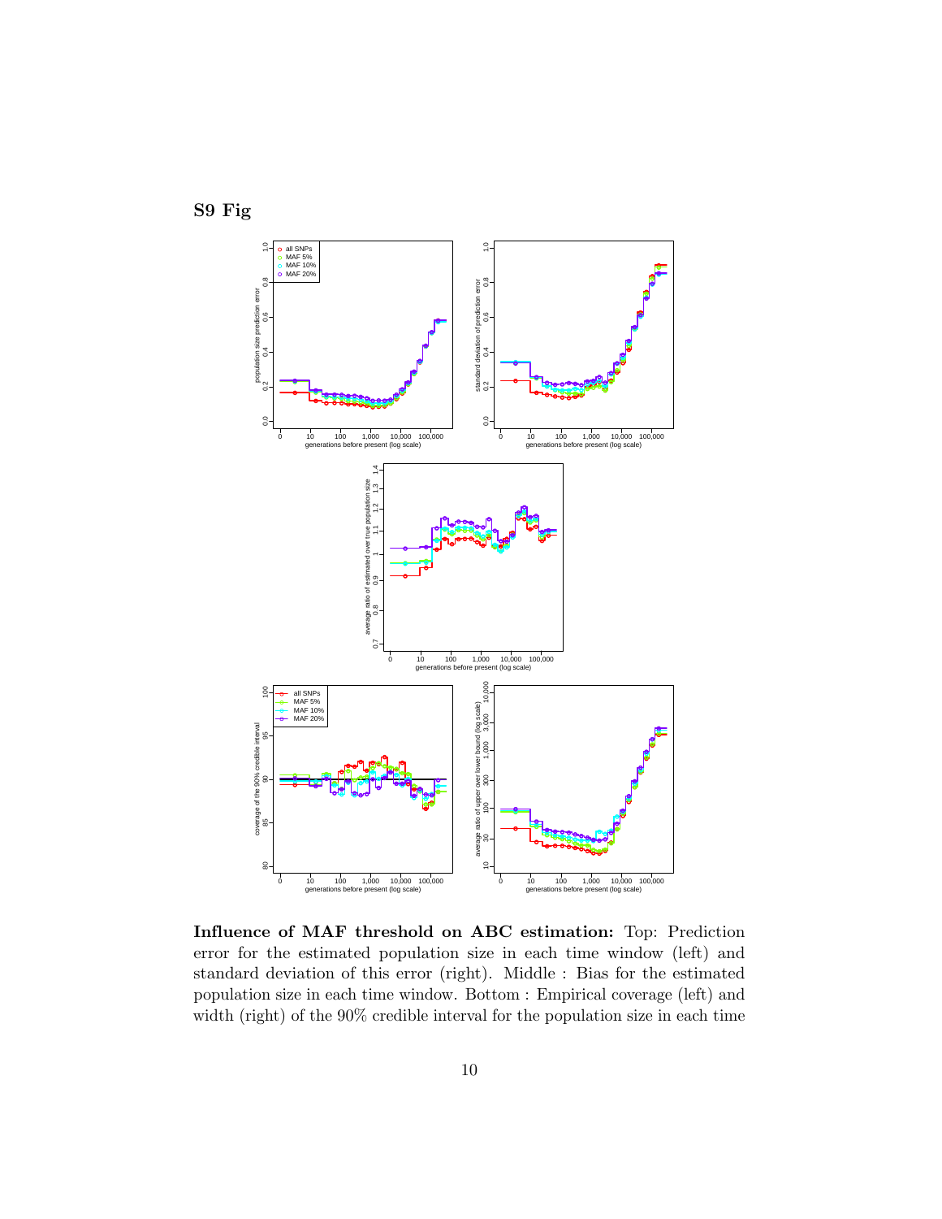**S9 Fig**

**Influence of MAF threshold on ABC estimation:** Top: Prediction error for the estimated population size in each time window (left) and standard deviation of this error (right). Middle : Bias for the estimated population size in each time window. Bottom : Empirical coverage (left) and width (right) of the 90% credible interval for the population size in each time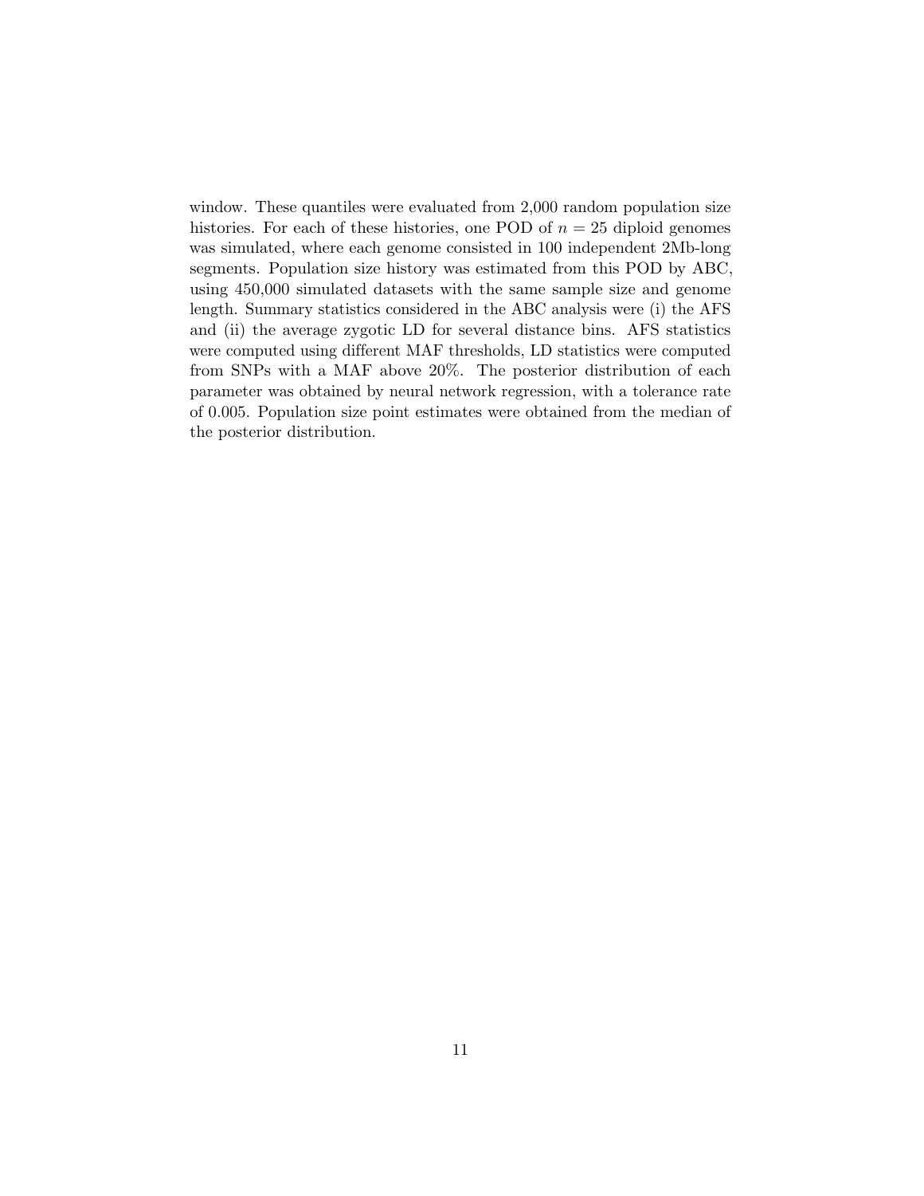window. These quantiles were evaluated from 2,000 random population size histories. For each of these histories, one POD of $n = 25$ diploid genomes was simulated, where each genome consisted in 100 independent 2Mb-long segments. Population size history was estimated from this POD by ABC, using 450,000 simulated datasets with the same sample size and genome length. Summary statistics considered in the ABC analysis were (i) the AFS and (ii) the average zygotic LD for several distance bins. AFS statistics were computed using different MAF thresholds, LD statistics were computed from SNPs with a MAF above 20%. The posterior distribution of each parameter was obtained by neural network regression, with a tolerance rate of 0.005. Population size point estimates were obtained from the median of the posterior distribution.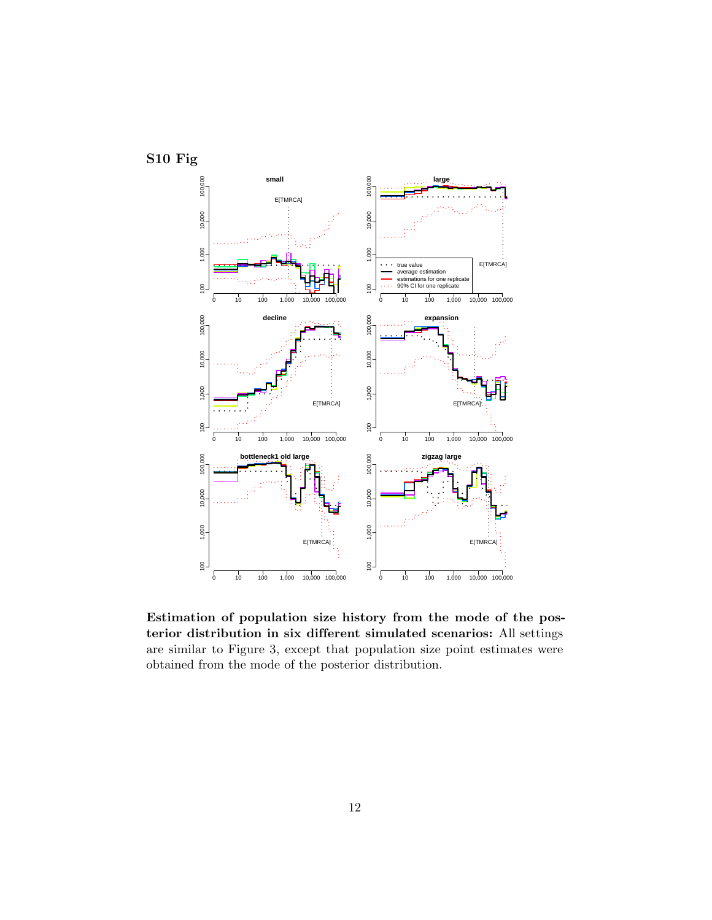## S10 Fig

**Estimation of population size history from the mode of the posterior distribution in six different simulated scenarios:** All settings are similar to Figure 3, except that population size point estimates were obtained from the mode of the posterior distribution.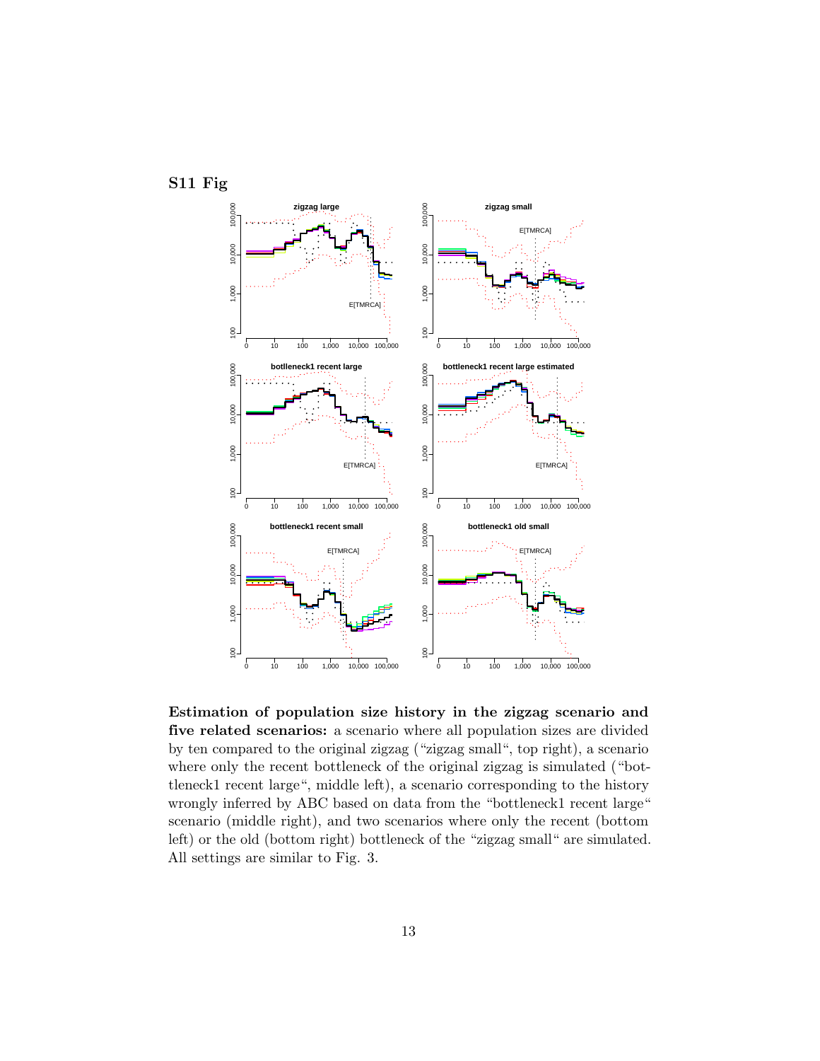## S11 Fig

**Estimation of population size history in the zigzag scenario and five related scenarios:** a scenario where all population sizes are divided by ten compared to the original zigzag ("zigzag small", top right), a scenario where only the recent bottleneck of the original zigzag is simulated ("bottleneck1 recent large", middle left), a scenario corresponding to the history wrongly inferred by ABC based on data from the "bottleneck1 recent large" scenario (middle right), and two scenarios where only the recent (bottom left) or the old (bottom right) bottleneck of the "zigzag small" are simulated. All settings are similar to Fig. 3.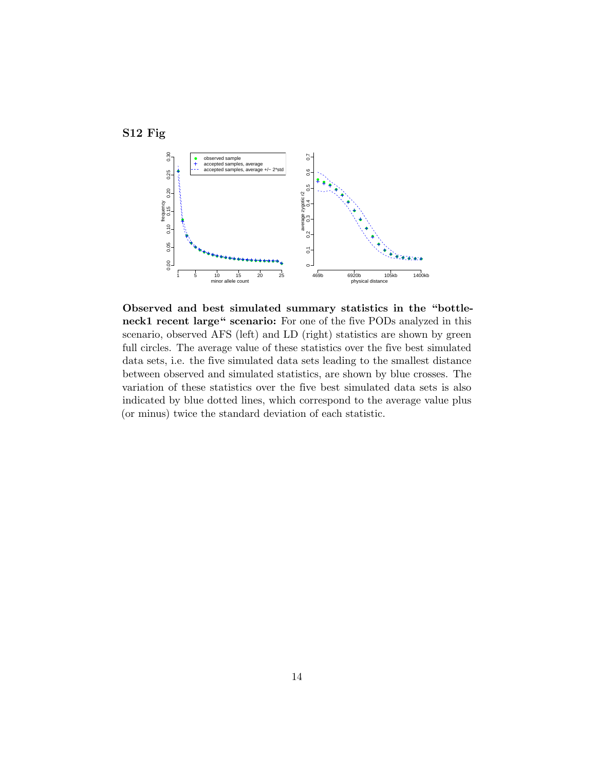**S12 Fig**

**Observed and best simulated summary statistics in the "bottleneck1 recent large" scenario:** For one of the five PODs analyzed in this scenario, observed AFS (left) and LD (right) statistics are shown by green full circles. The average value of these statistics over the five best simulated data sets, i.e. the five simulated data sets leading to the smallest distance between observed and simulated statistics, are shown by blue crosses. The variation of these statistics over the five best simulated data sets is also indicated by blue dotted lines, which correspond to the average value plus (or minus) twice the standard deviation of each statistic.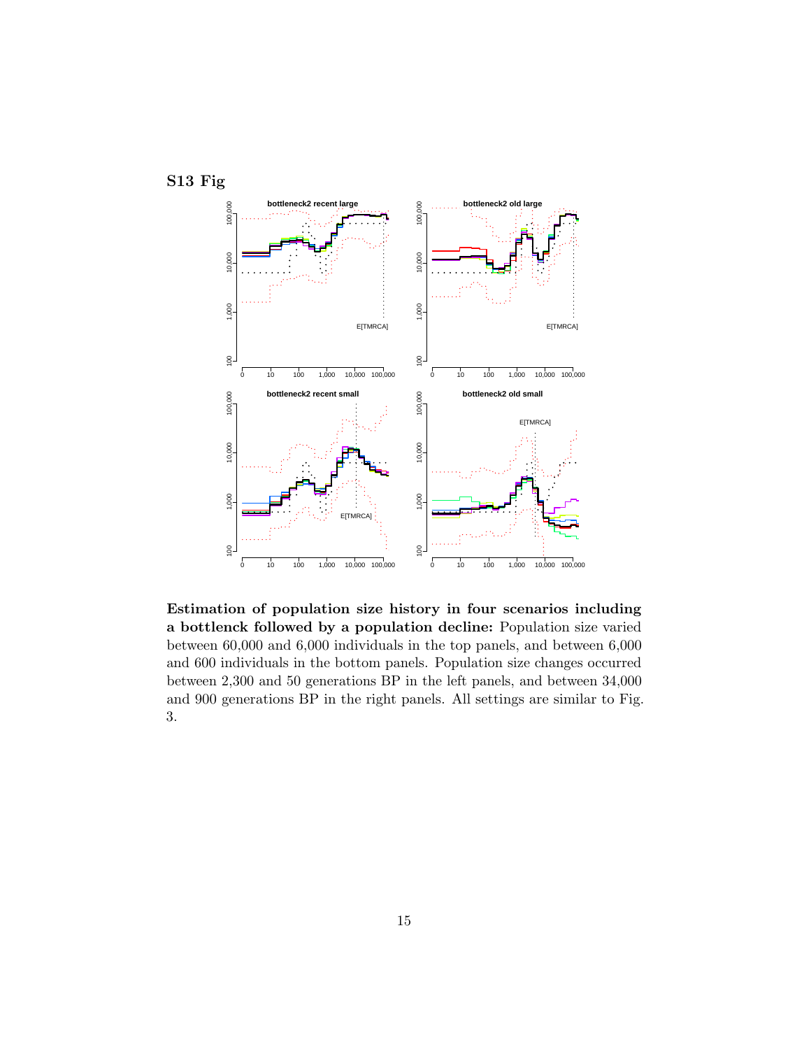## S13 Fig

**Estimation of population size history in four scenarios including a bottlenck followed by a population decline:** Population size varied between 60,000 and 6,000 individuals in the top panels, and between 6,000 and 600 individuals in the bottom panels. Population size changes occurred between 2,300 and 50 generations BP in the left panels, and between 34,000 and 900 generations BP in the right panels. All settings are similar to Fig. 3.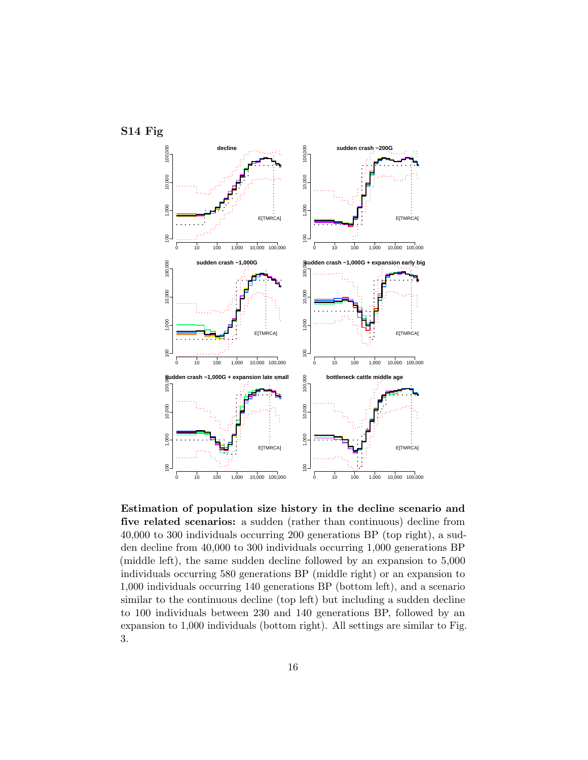**S14 Fig**

**Estimation of population size history in the decline scenario and five related scenarios:** a sudden (rather than continuous) decline from 40,000 to 300 individuals occurring 200 generations BP (top right), a sudden decline from 40,000 to 300 individuals occurring 1,000 generations BP (middle left), the same sudden decline followed by an expansion to 5,000 individuals occurring 580 generations BP (middle right) or an expansion to 1,000 individuals occurring 140 generations BP (bottom left), and a scenario similar to the continuous decline (top left) but including a sudden decline to 100 individuals between 230 and 140 generations BP, followed by an expansion to 1,000 individuals (bottom right). All settings are similar to Fig. 3.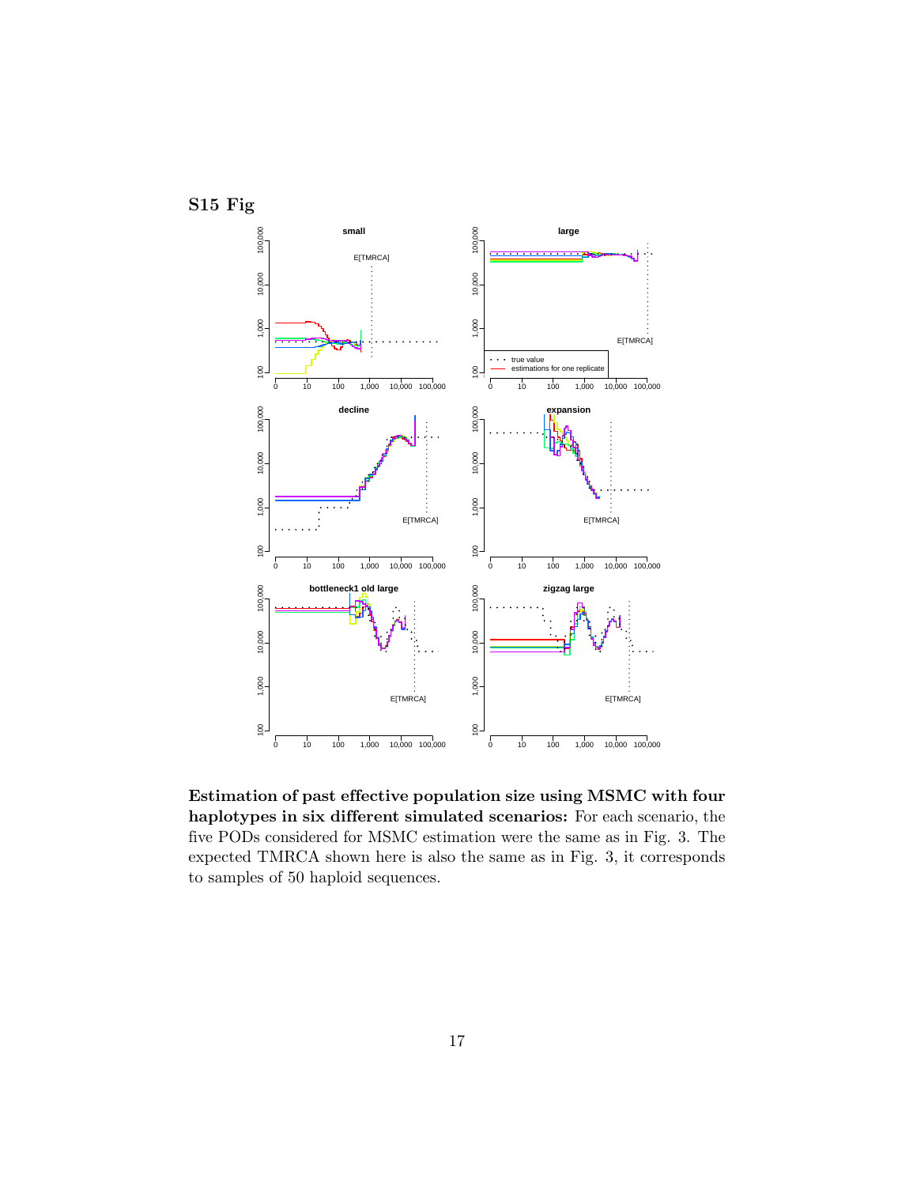## S15 Fig

**Estimation of past effective population size using MSMC with four haplotypes in six different simulated scenarios:** For each scenario, the five PODs considered for MSMC estimation were the same as in Fig. 3. The expected TMRCA shown here is also the same as in Fig. 3, it corresponds to samples of 50 haploid sequences.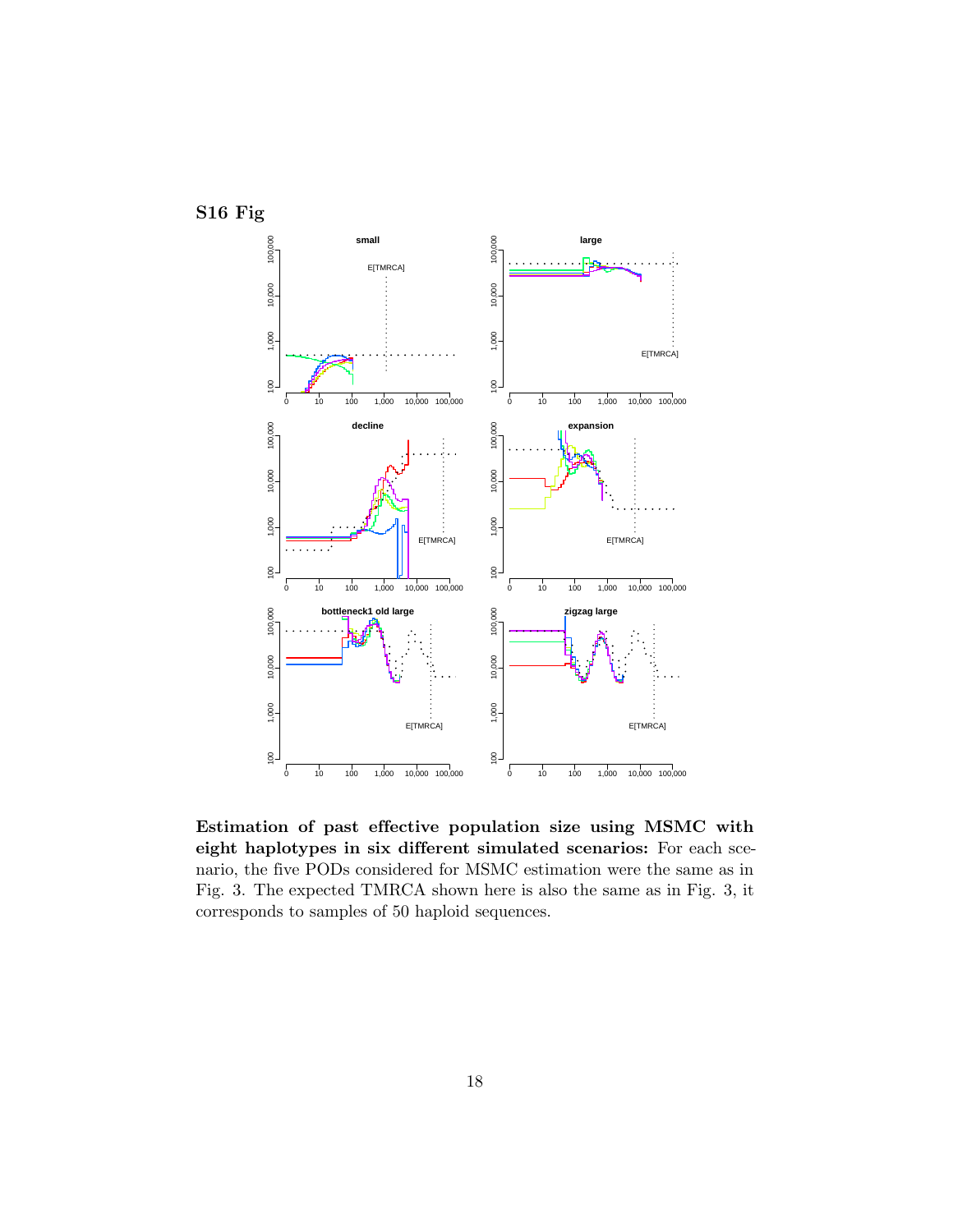## S16 Fig

**Estimation of past effective population size using MSMC with eight haplotypes in six different simulated scenarios:** For each scenario, the five PODs considered for MSMC estimation were the same as in Fig. 3. The expected TMRCA shown here is also the same as in Fig. 3, it corresponds to samples of 50 haploid sequences.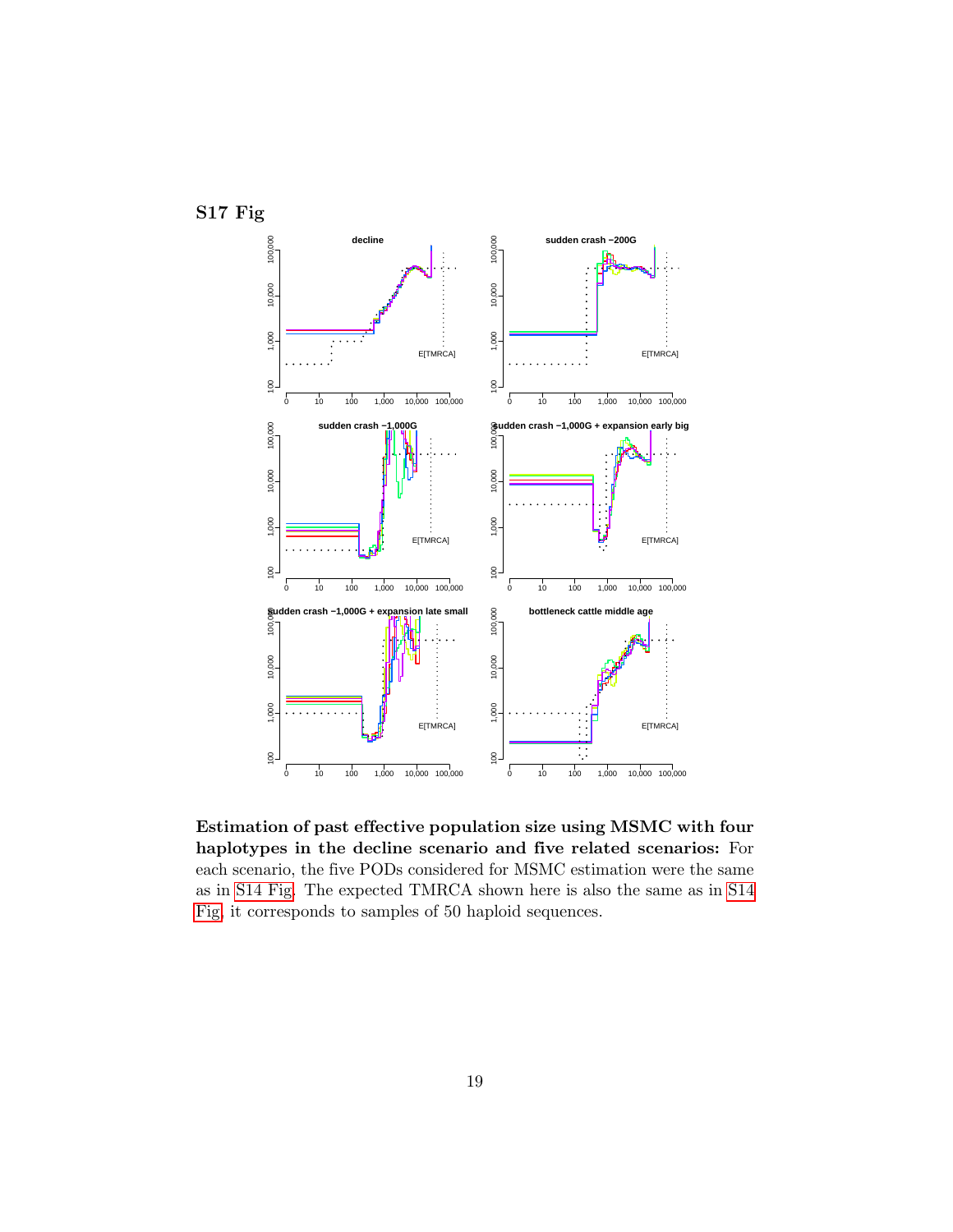## S17 Fig

**Estimation of past effective population size using MSMC with four haplotypes in the decline scenario and five related scenarios:** For each scenario, the five PODs considered for MSMC estimation were the same as in S14 Fig. The expected TMRCA shown here is also the same as in S14 Fig, it corresponds to samples of 50 haploid sequences.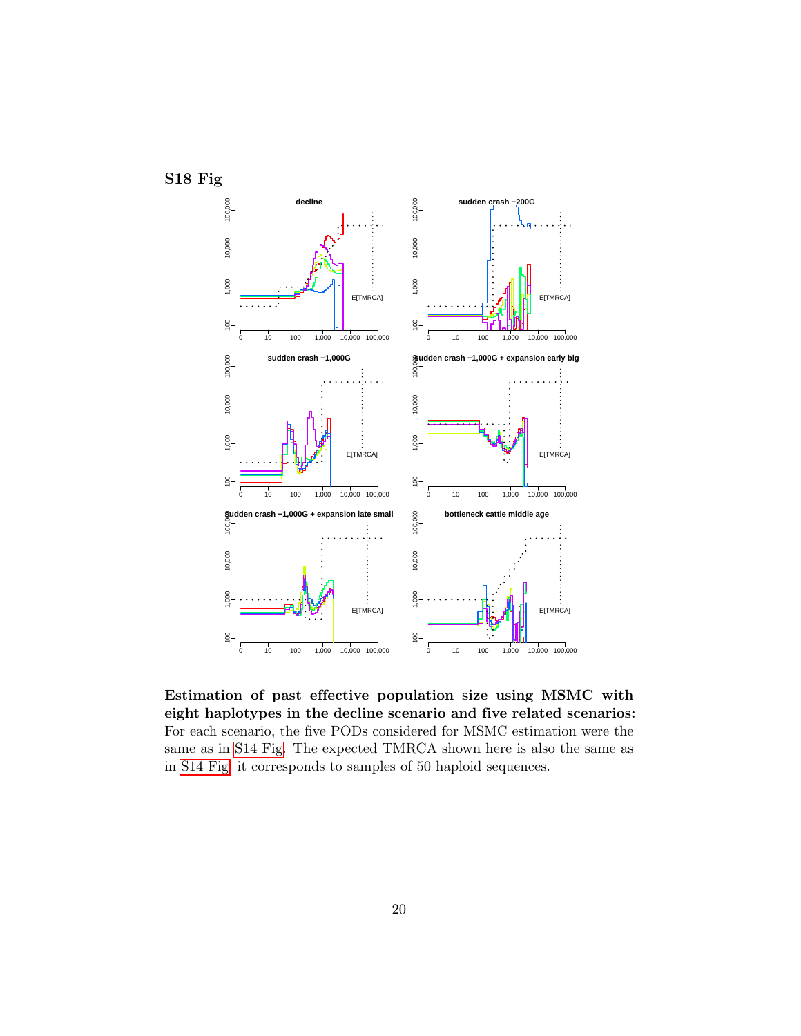## S18 Fig

**Estimation of past effective population size using MSMC with eight haplotypes in the decline scenario and five related scenarios:** For each scenario, the five PODs considered for MSMC estimation were the same as in S14 Fig. The expected TMRCA shown here is also the same as in S14 Fig, it corresponds to samples of 50 haploid sequences.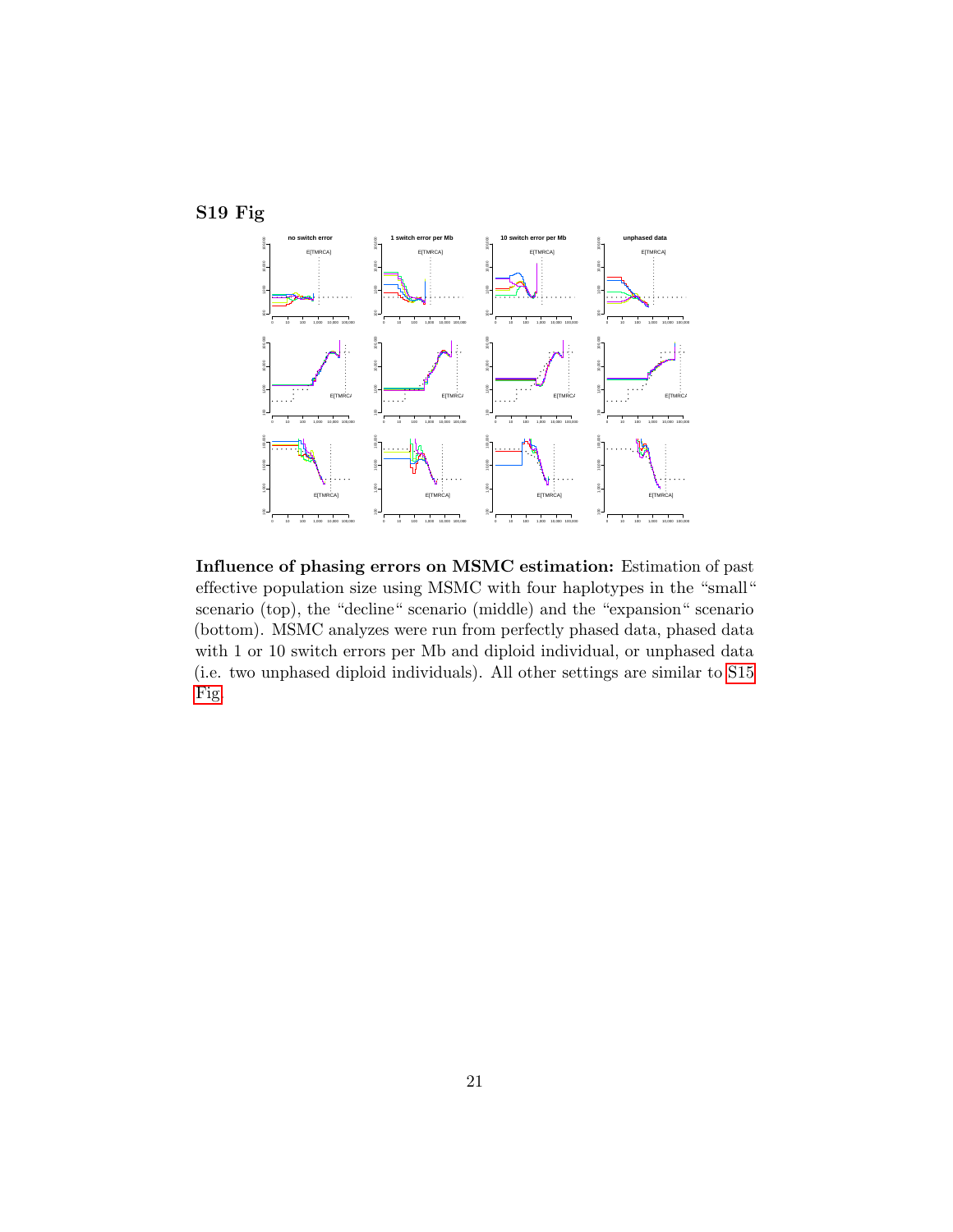## S19 Fig

**Influence of phasing errors on MSMC estimation:** Estimation of past effective population size using MSMC with four haplotypes in the "small" scenario (top), the "decline" scenario (middle) and the "expansion" scenario (bottom). MSMC analyzes were run from perfectly phased data, phased data with 1 or 10 switch errors per Mb and diploid individual, or unphased data (i.e. two unphased diploid individuals). All other settings are similar to S15 Fig.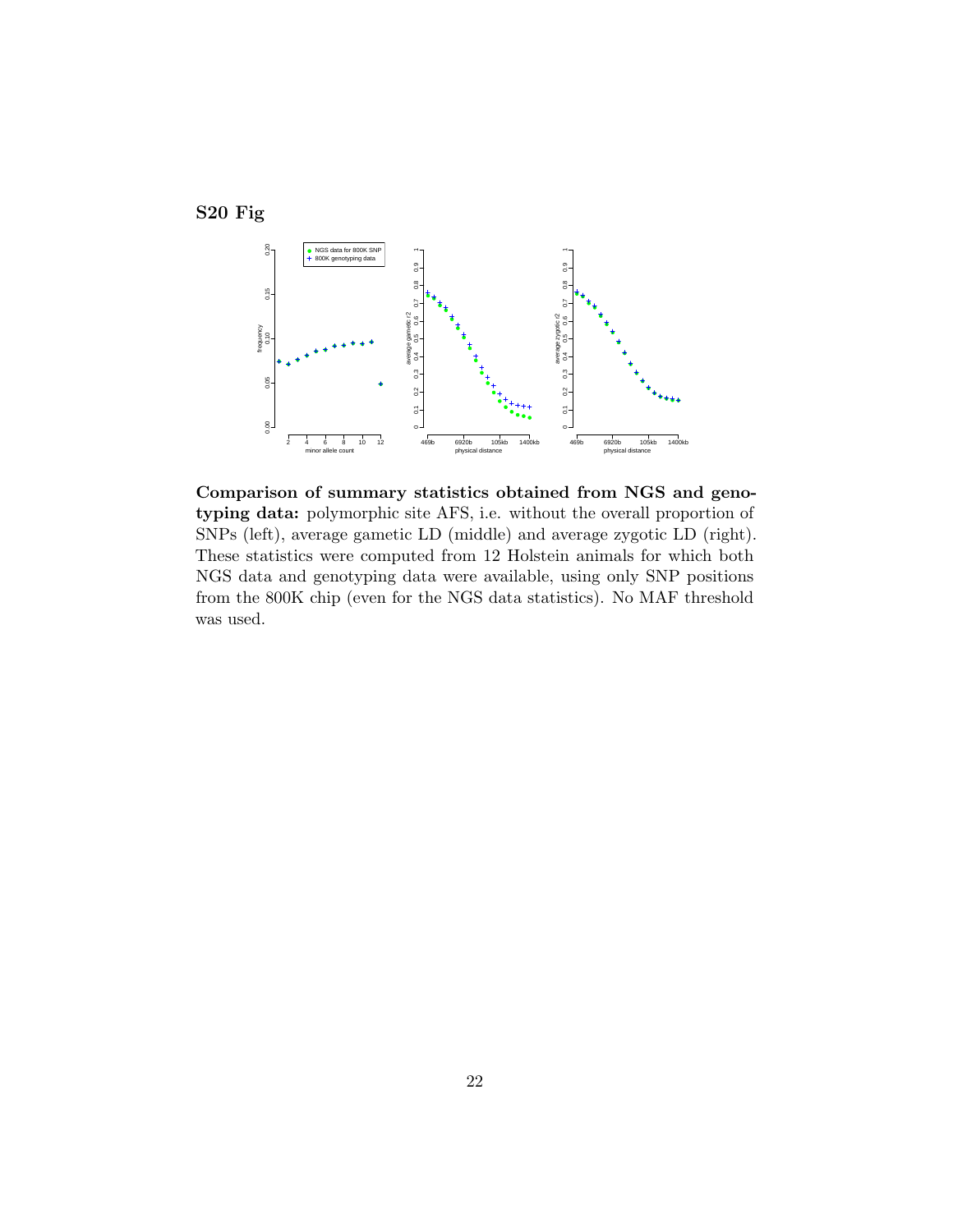## S20 Fig

**Comparison of summary statistics obtained from NGS and genotyping data:** polymorphic site AFS, i.e. without the overall proportion of SNPs (left), average gametic LD (middle) and average zygotic LD (right). These statistics were computed from 12 Holstein animals for which both NGS data and genotyping data were available, using only SNP positions from the 800K chip (even for the NGS data statistics). No MAF threshold was used.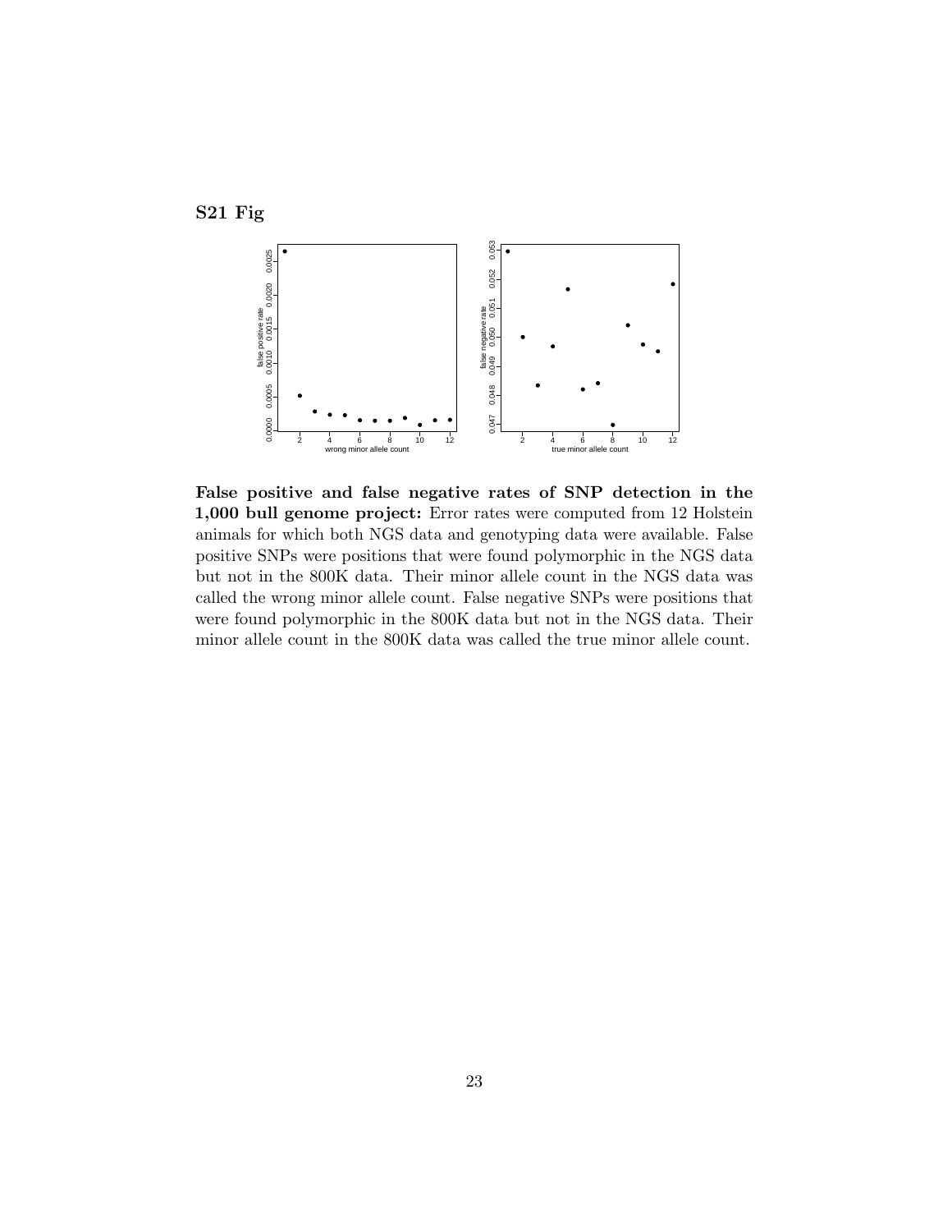**S21 Fig**

**False positive and false negative rates of SNP detection in the 1,000 bull genome project:** Error rates were computed from 12 Holstein animals for which both NGS data and genotyping data were available. False positive SNPs were positions that were found polymorphic in the NGS data but not in the 800K data. Their minor allele count in the NGS data was called the wrong minor allele count. False negative SNPs were positions that were found polymorphic in the 800K data but not in the NGS data. Their minor allele count in the 800K data was called the true minor allele count.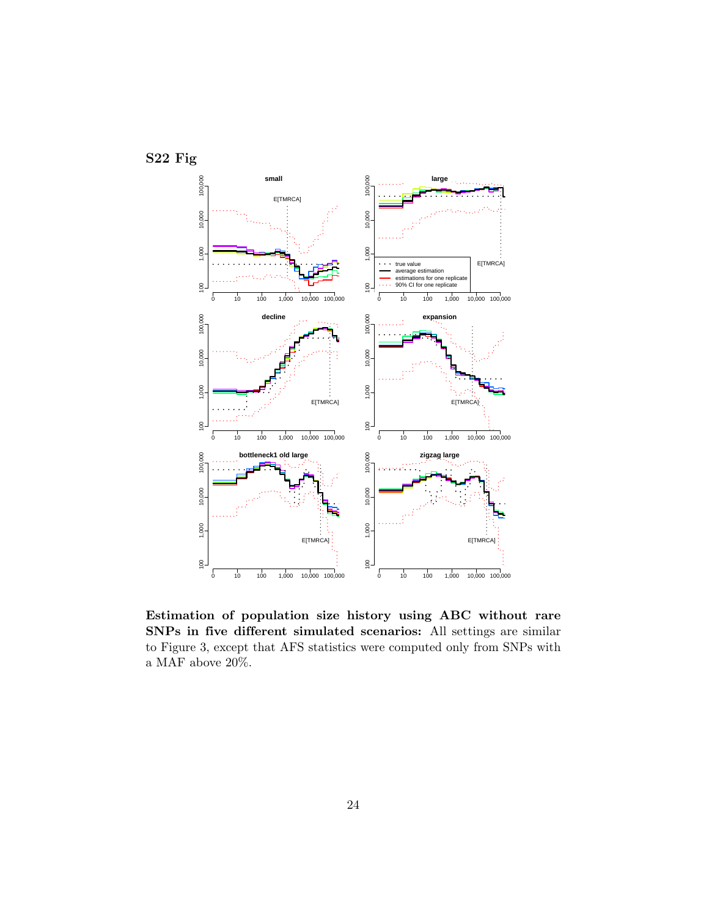## S22 Fig

**Estimation of population size history using ABC without rare SNPs in five different simulated scenarios:** All settings are similar to Figure 3, except that AFS statistics were computed only from SNPs with a MAF above 20%.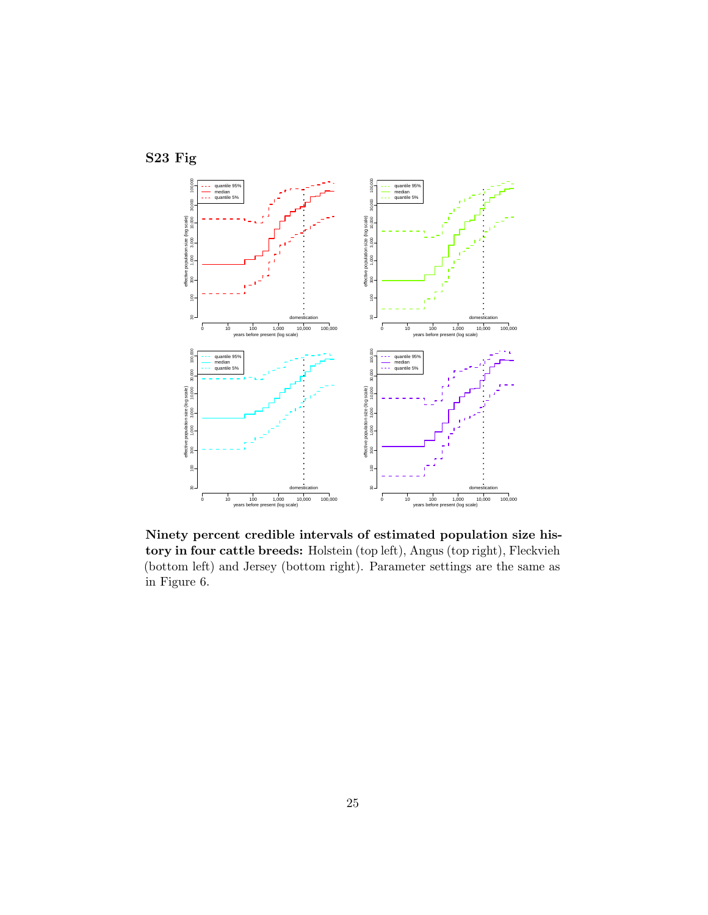## S23 Fig

**Ninety percent credible intervals of estimated population size history in four cattle breeds:** Holstein (top left), Angus (top right), Fleckvieh (bottom left) and Jersey (bottom right). Parameter settings are the same as in Figure 6.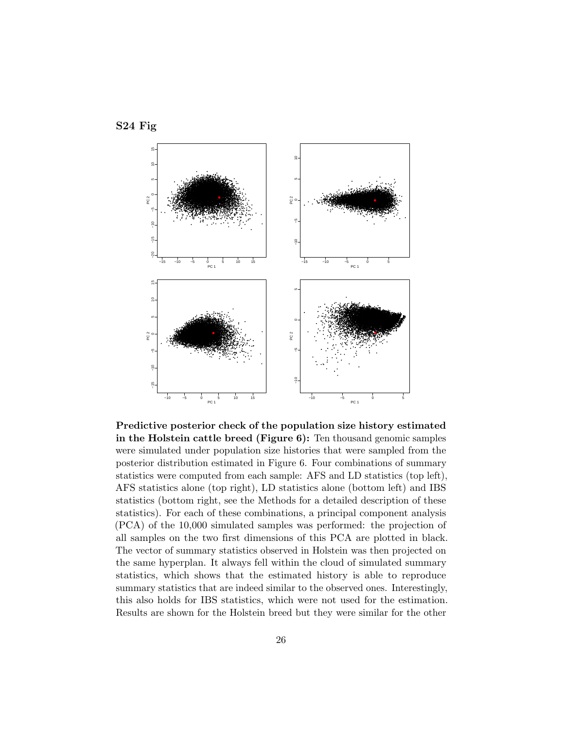**S24 Fig**

**Predictive posterior check of the population size history estimated in the Holstein cattle breed (Figure 6):** Ten thousand genomic samples were simulated under population size histories that were sampled from the posterior distribution estimated in Figure 6. Four combinations of summary statistics were computed from each sample: AFS and LD statistics (top left), AFS statistics alone (top right), LD statistics alone (bottom left) and IBS statistics (bottom right, see the Methods for a detailed description of these statistics). For each of these combinations, a principal component analysis (PCA) of the 10,000 simulated samples was performed: the projection of all samples on the two first dimensions of this PCA are plotted in black. The vector of summary statistics observed in Holstein was then projected on the same hyperplan. It always fell within the cloud of simulated summary statistics, which shows that the estimated history is able to reproduce summary statistics that are indeed similar to the observed ones. Interestingly, this also holds for IBS statistics, which were not used for the estimation. Results are shown for the Holstein breed but they were similar for the other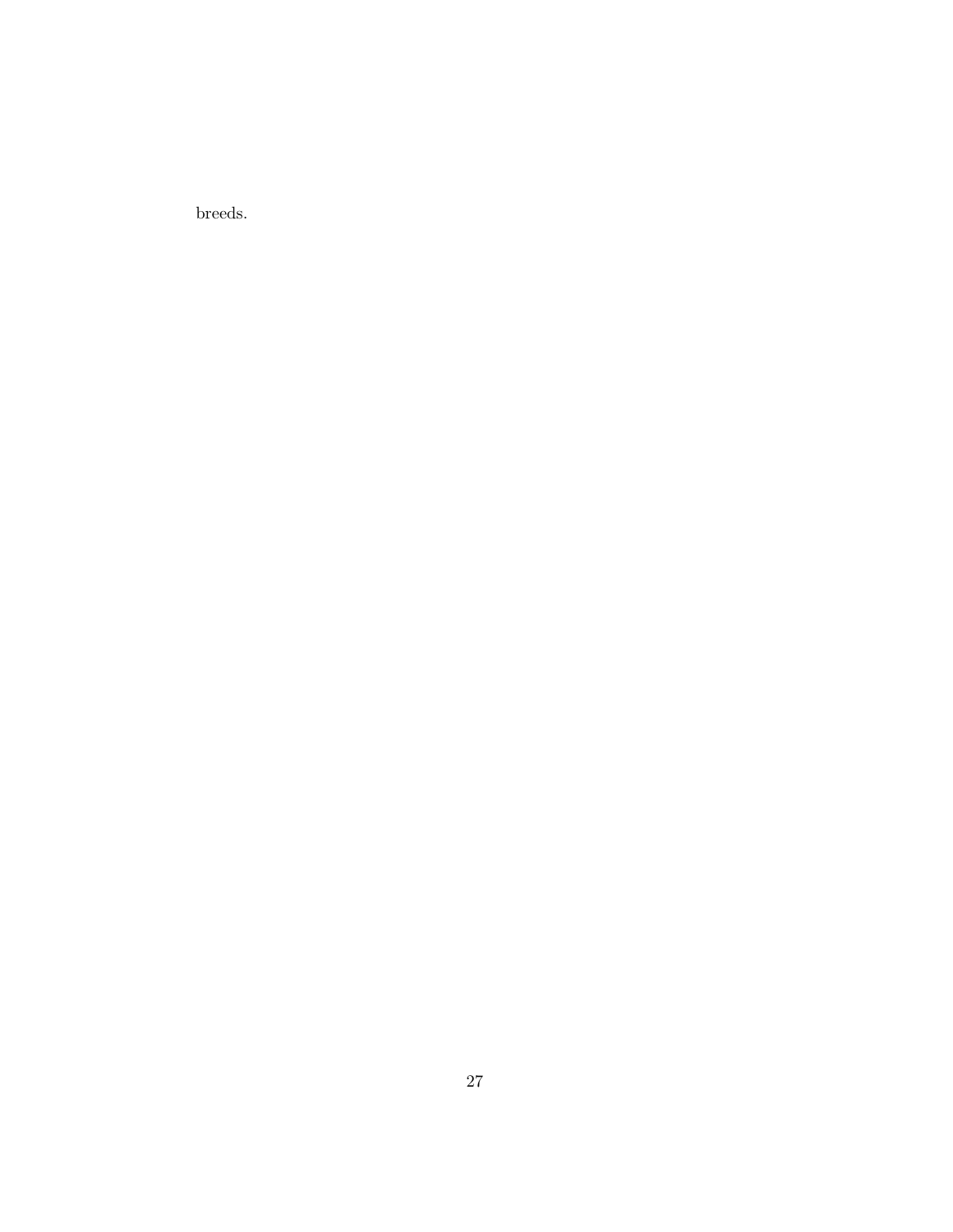breeds.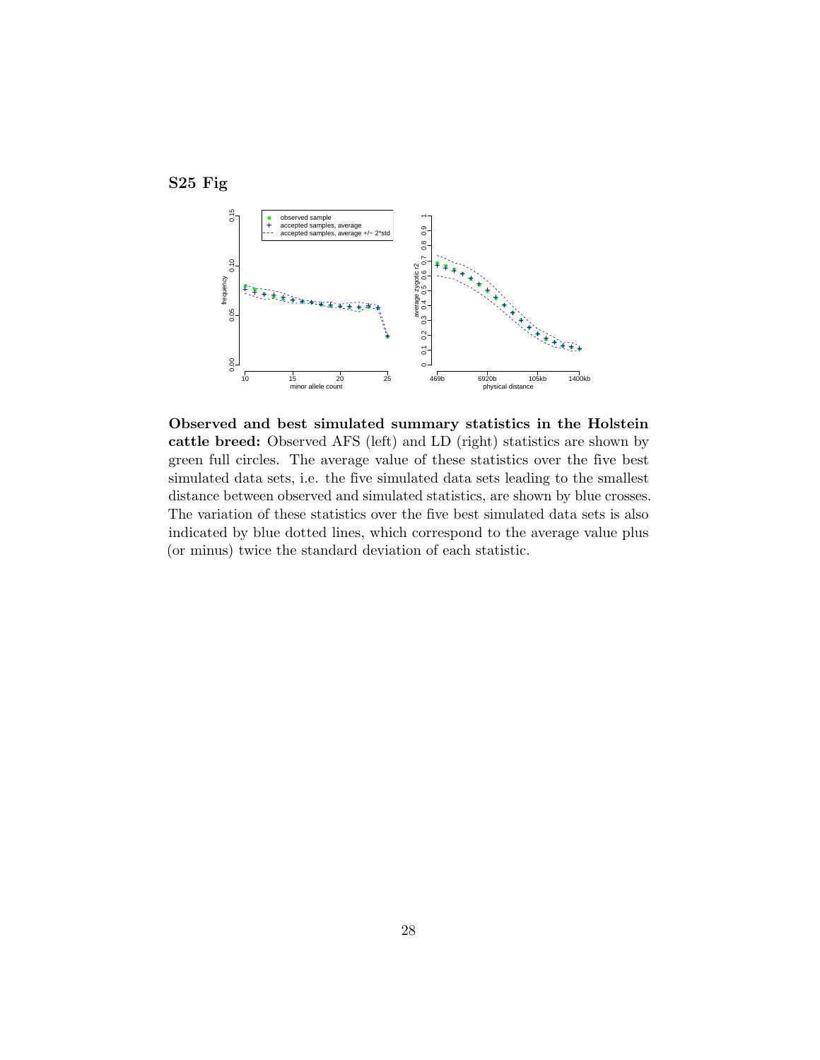## S25 Fig

**Observed and best simulated summary statistics in the Holstein cattle breed:** Observed AFS (left) and LD (right) statistics are shown by green full circles. The average value of these statistics over the five best simulated data sets, i.e. the five simulated data sets leading to the smallest distance between observed and simulated statistics, are shown by blue crosses. The variation of these statistics over the five best simulated data sets is also indicated by blue dotted lines, which correspond to the average value plus (or minus) twice the standard deviation of each statistic.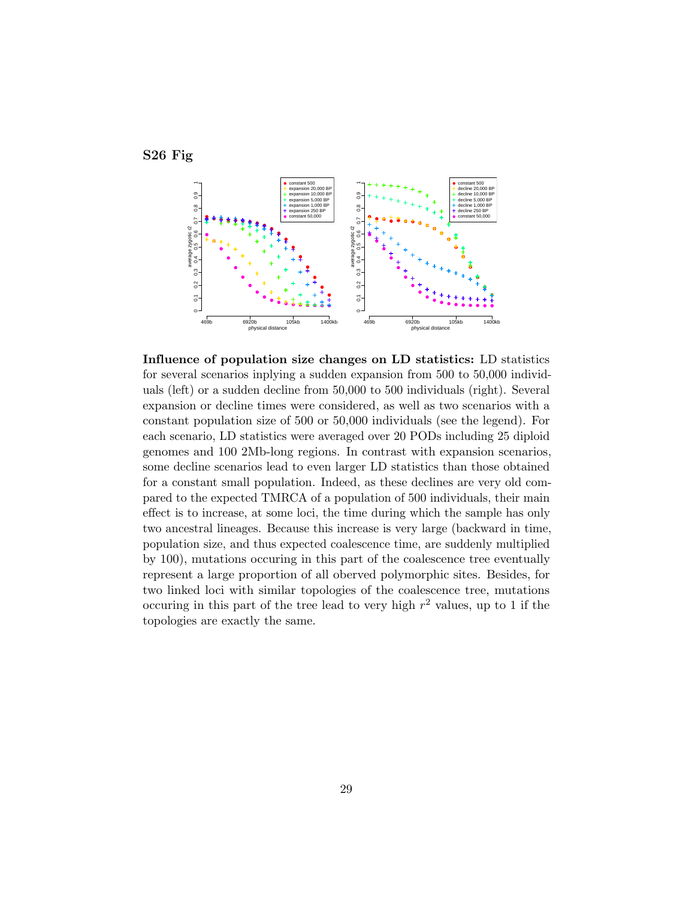## S26 Fig

**Influence of population size changes on LD statistics:** LD statistics for several scenarios inplying a sudden expansion from 500 to 50,000 individuals (left) or a sudden decline from 50,000 to 500 individuals (right). Several expansion or decline times were considered, as well as two scenarios with a constant population size of 500 or 50,000 individuals (see the legend). For each scenario, LD statistics were averaged over 20 PODs including 25 diploid genomes and 100 2Mb-long regions. In contrast with expansion scenarios, some decline scenarios lead to even larger LD statistics than those obtained for a constant small population. Indeed, as these declines are very old compared to the expected TMRCA of a population of 500 individuals, their main effect is to increase, at some loci, the time during which the sample has only two ancestral lineages. Because this increase is very large (backward in time, population size, and thus expected coalescence time, are suddenly multiplied by 100), mutations occuring in this part of the coalescence tree eventually represent a large proportion of all oberved polymorphic sites. Besides, for two linked loci with similar topologies of the coalescence tree, mutations occuring in this part of the tree lead to very high $r^2$ values, up to 1 if the topologies are exactly the same.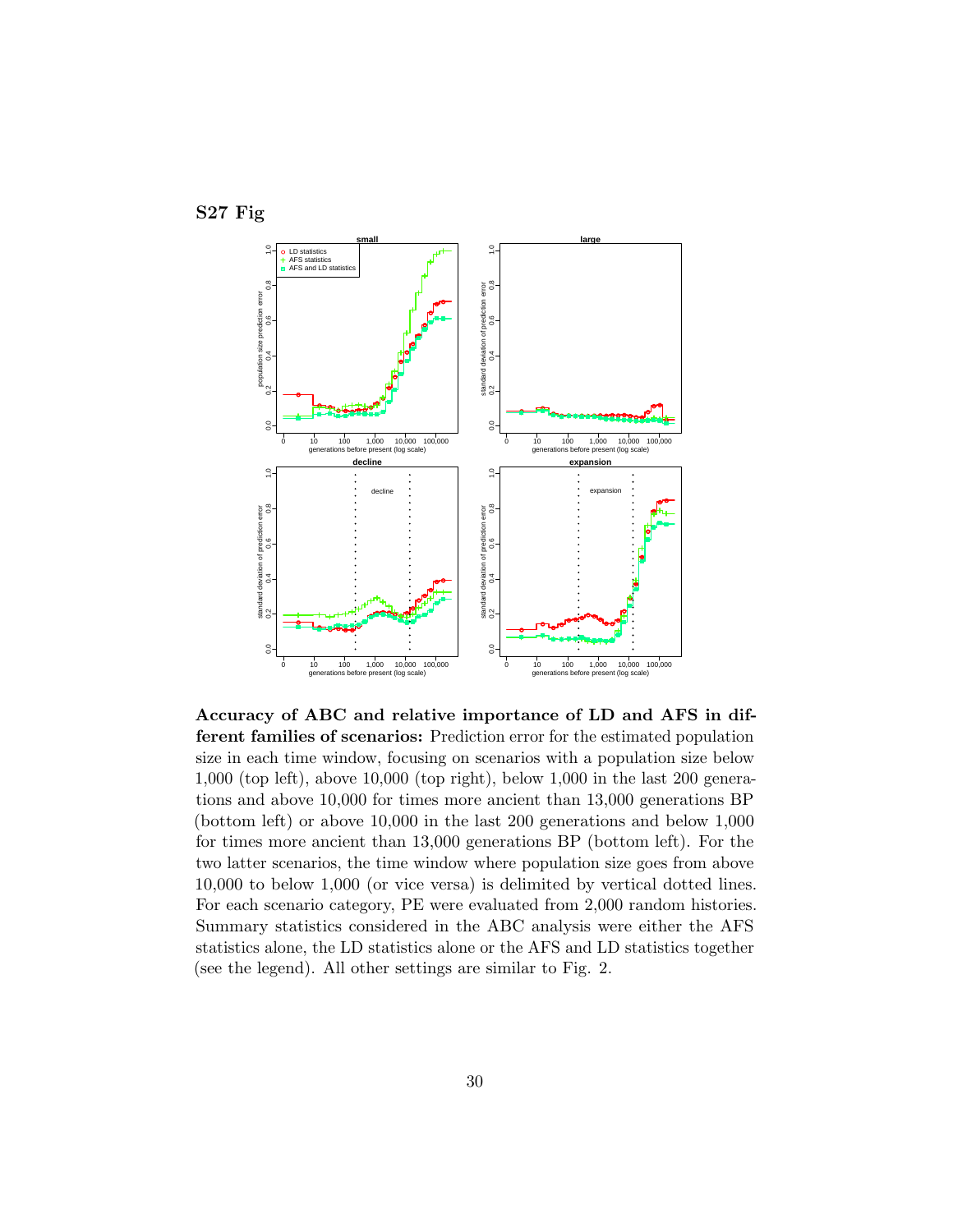# S27 Fig

**Accuracy of ABC and relative importance of LD and AFS in different families of scenarios:** Prediction error for the estimated population size in each time window, focusing on scenarios with a population size below 1,000 (top left), above 10,000 (top right), below 1,000 in the last 200 generations and above 10,000 for times more ancient than 13,000 generations BP (bottom left) or above 10,000 in the last 200 generations and below 1,000 for times more ancient than 13,000 generations BP (bottom left). For the two latter scenarios, the time window where population size goes from above 10,000 to below 1,000 (or vice versa) is delimited by vertical dotted lines. For each scenario category, PE were evaluated from 2,000 random histories. Summary statistics considered in the ABC analysis were either the AFS statistics alone, the LD statistics alone or the AFS and LD statistics together (see the legend). All other settings are similar to Fig. 2.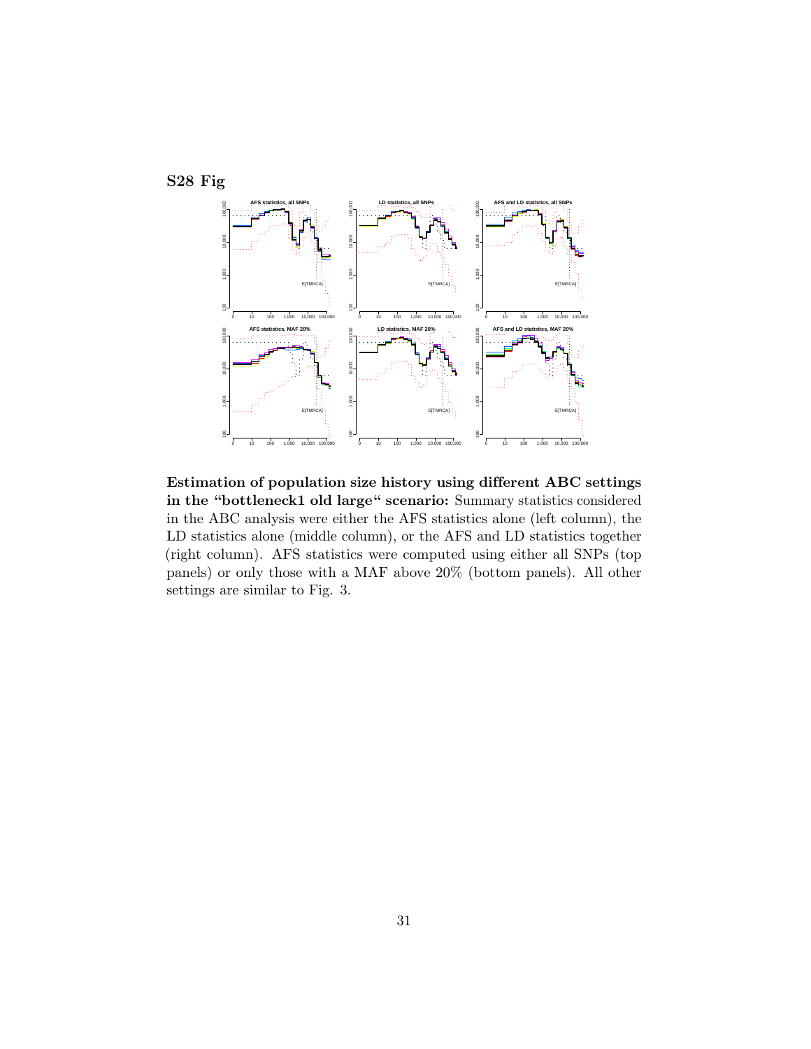**S28 Fig**

**Estimation of population size history using different ABC settings in the "bottleneck1 old large" scenario:** Summary statistics considered in the ABC analysis were either the AFS statistics alone (left column), the LD statistics alone (middle column), or the AFS and LD statistics together (right column). AFS statistics were computed using either all SNPs (top panels) or only those with a MAF above 20% (bottom panels). All other settings are similar to Fig. 3.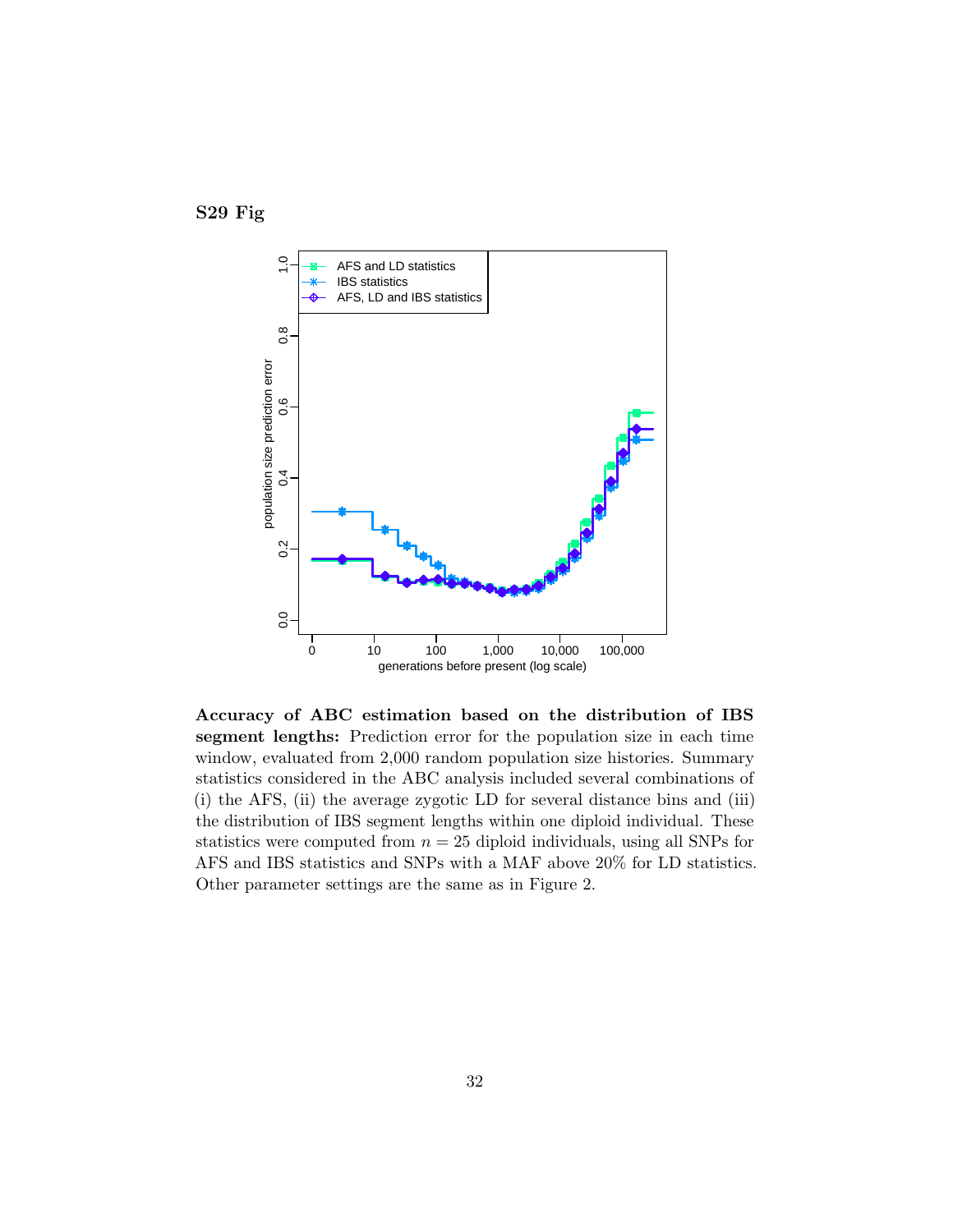**S29 Fig**

**Accuracy of ABC estimation based on the distribution of IBS segment lengths:** Prediction error for the population size in each time window, evaluated from 2,000 random population size histories. Summary statistics considered in the ABC analysis included several combinations of (i) the AFS, (ii) the average zygotic LD for several distance bins and (iii) the distribution of IBS segment lengths within one diploid individual. These statistics were computed from $n = 25$ diploid individuals, using all SNPs for AFS and IBS statistics and SNPs with a MAF above 20% for LD statistics. Other parameter settings are the same as in Figure 2.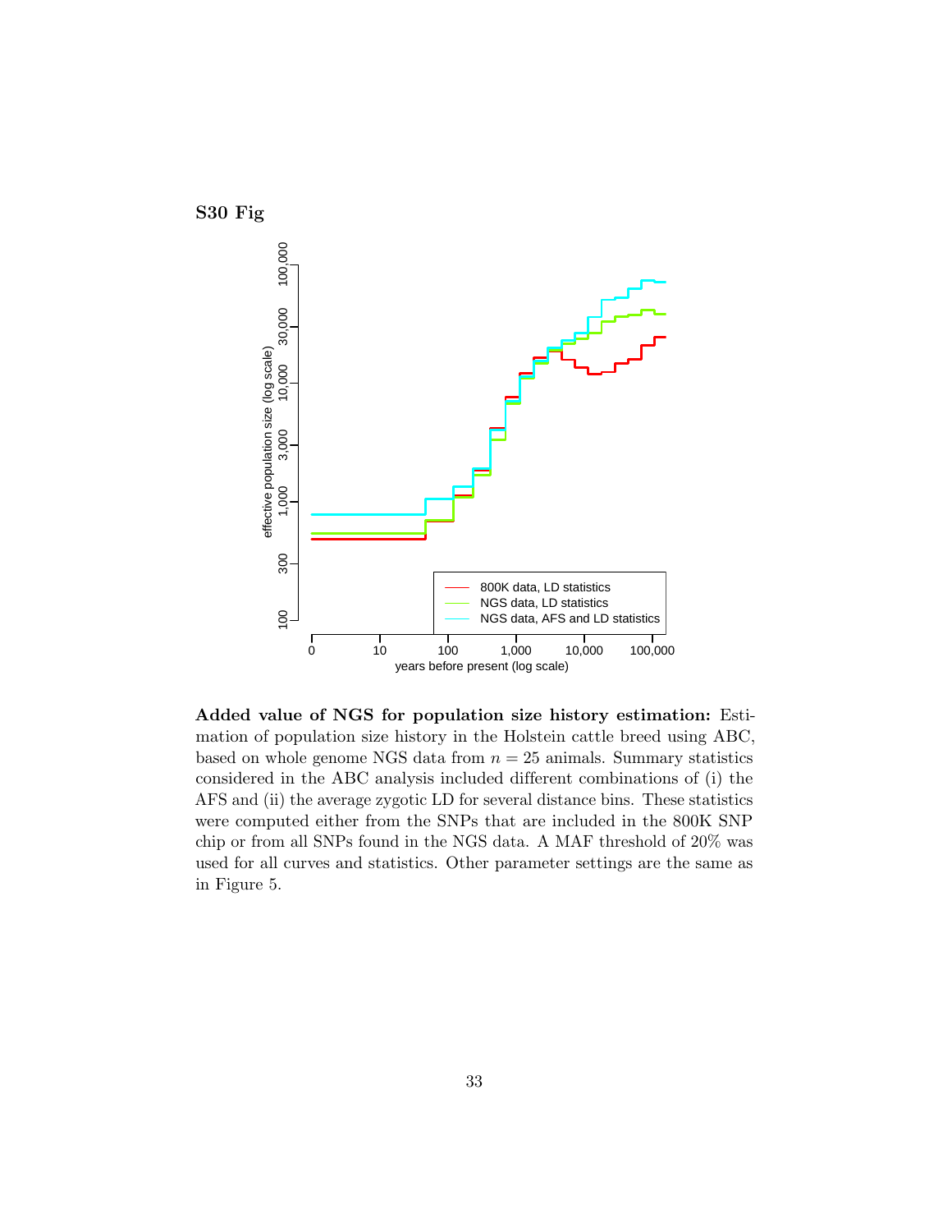**S30 Fig**

**Added value of NGS for population size history estimation:** Estimation of population size history in the Holstein cattle breed using ABC, based on whole genome NGS data from $n = 25$ animals. Summary statistics considered in the ABC analysis included different combinations of (i) the AFS and (ii) the average zygotic LD for several distance bins. These statistics were computed either from the SNPs that are included in the 800K SNP chip or from all SNPs found in the NGS data. A MAF threshold of 20% was used for all curves and statistics. Other parameter settings are the same as in Figure 5.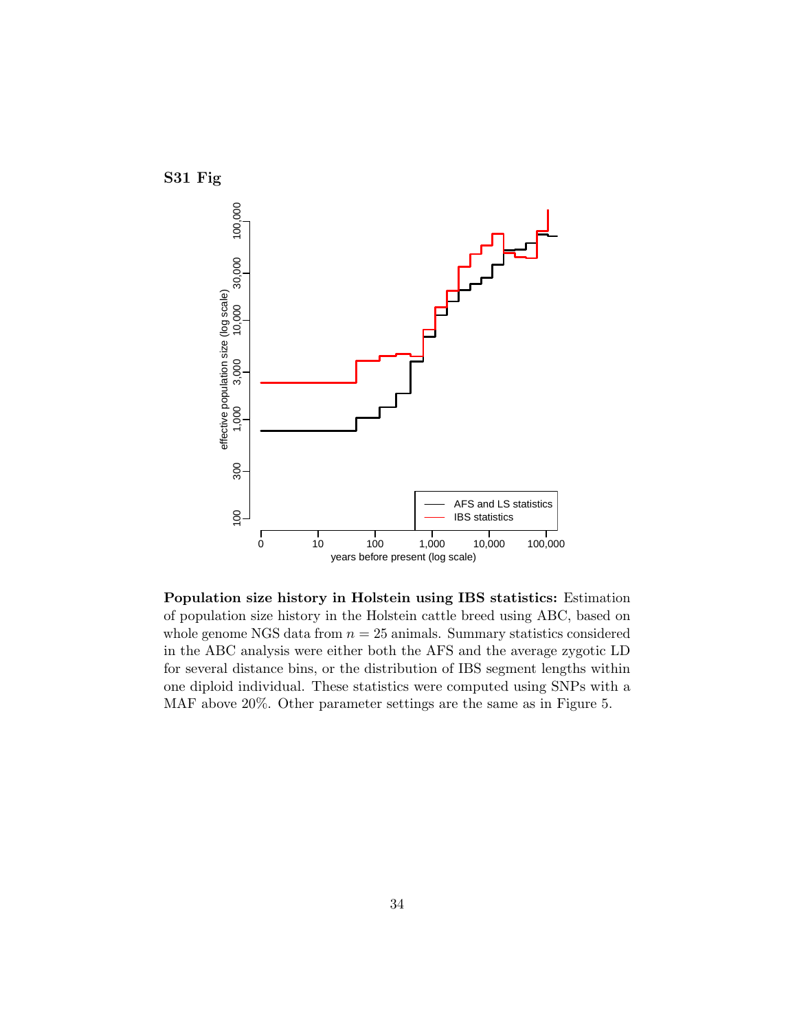**S31 Fig**

**Population size history in Holstein using IBS statistics:** Estimation of population size history in the Holstein cattle breed using ABC, based on whole genome NGS data from $n = 25$ animals. Summary statistics considered in the ABC analysis were either both the AFS and the average zygotic LD for several distance bins, or the distribution of IBS segment lengths within one diploid individual. These statistics were computed using SNPs with a MAF above 20%. Other parameter settings are the same as in Figure 5.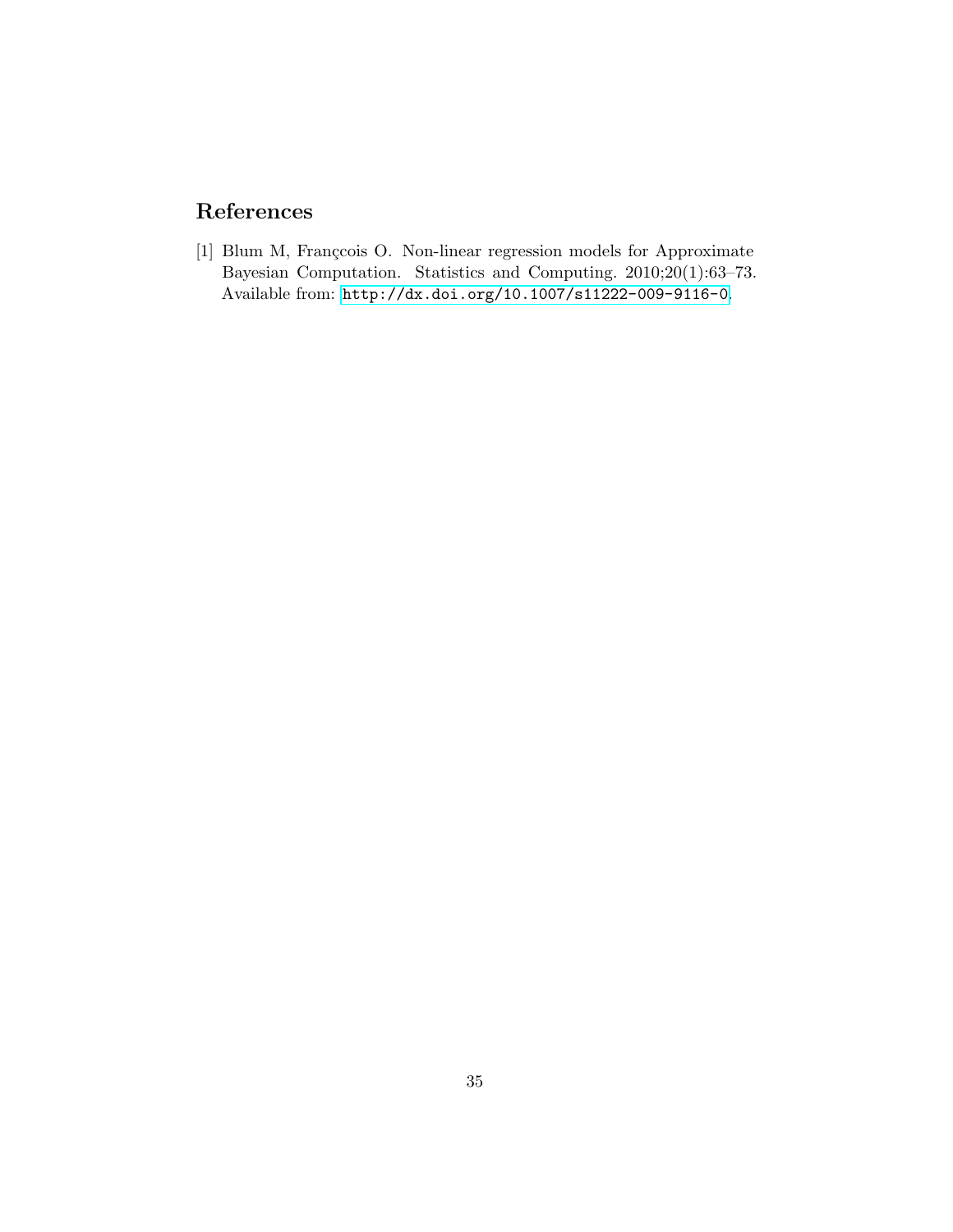# References

[1] Blum M, Françcois O. Non-linear regression models for Approximate Bayesian Computation. Statistics and Computing. 2010;20(1):63–73. Available from: http://dx.doi.org/10.1007/s11222-009-9116-0.